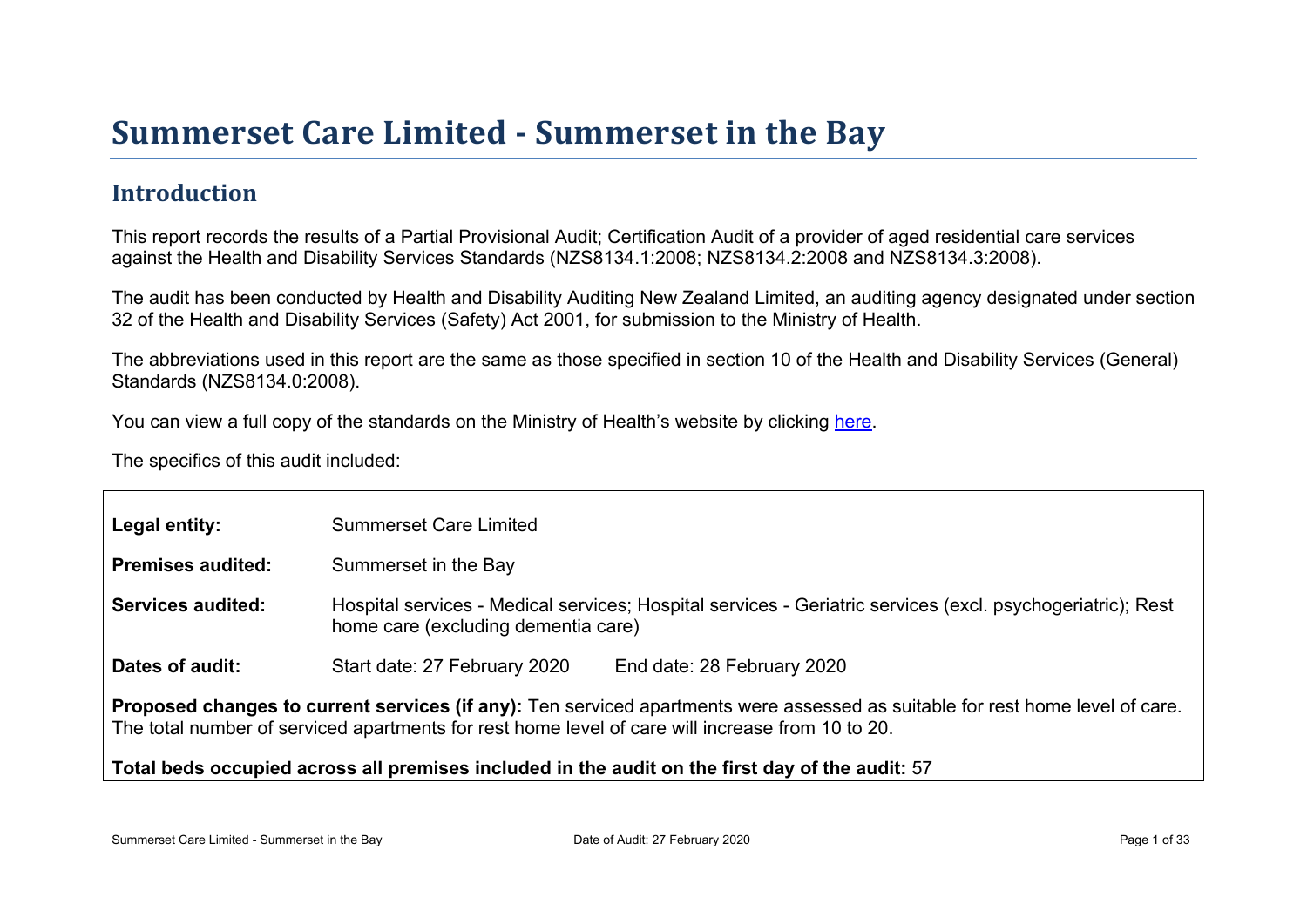# Summerset Care Limited - Summerset in the Bay

## Introduction

This report records the results of a Partial Provisional Audit; Certification Audit of a provider of aged residential care services against the Health and Disability Services Standards (NZS8134.1:2008; NZS8134.2:2008 and NZS8134.3:2008).

The audit has been conducted by Health and Disability Auditing New Zealand Limited, an auditing agency designated under section 32 of the Health and Disability Services (Safety) Act 2001, for submission to the Ministry of Health.

The abbreviations used in this report are the same as those specified in section 10 of the Health and Disability Services (General) Standards (NZS8134.0:2008).

You can view a full copy of the standards on the Ministry of Health's website by clicking here.

The specifics of this audit included:

| | | |
|---|---|---|
| **Legal entity:** | Summerset Care Limited | |
| **Premises audited:** | Summerset in the Bay | |
| **Services audited:** | Hospital services - Medical services; Hospital services - Geriatric services (excl. psychogeriatric); Rest home care (excluding dementia care) | |
| **Dates of audit:** | Start date: 27 February 2020 | End date: 28 February 2020 |

**Proposed changes to current services (if any):** Ten serviced apartments were assessed as suitable for rest home level of care. The total number of serviced apartments for rest home level of care will increase from 10 to 20.

**Total beds occupied across all premises included in the audit on the first day of the audit:** 57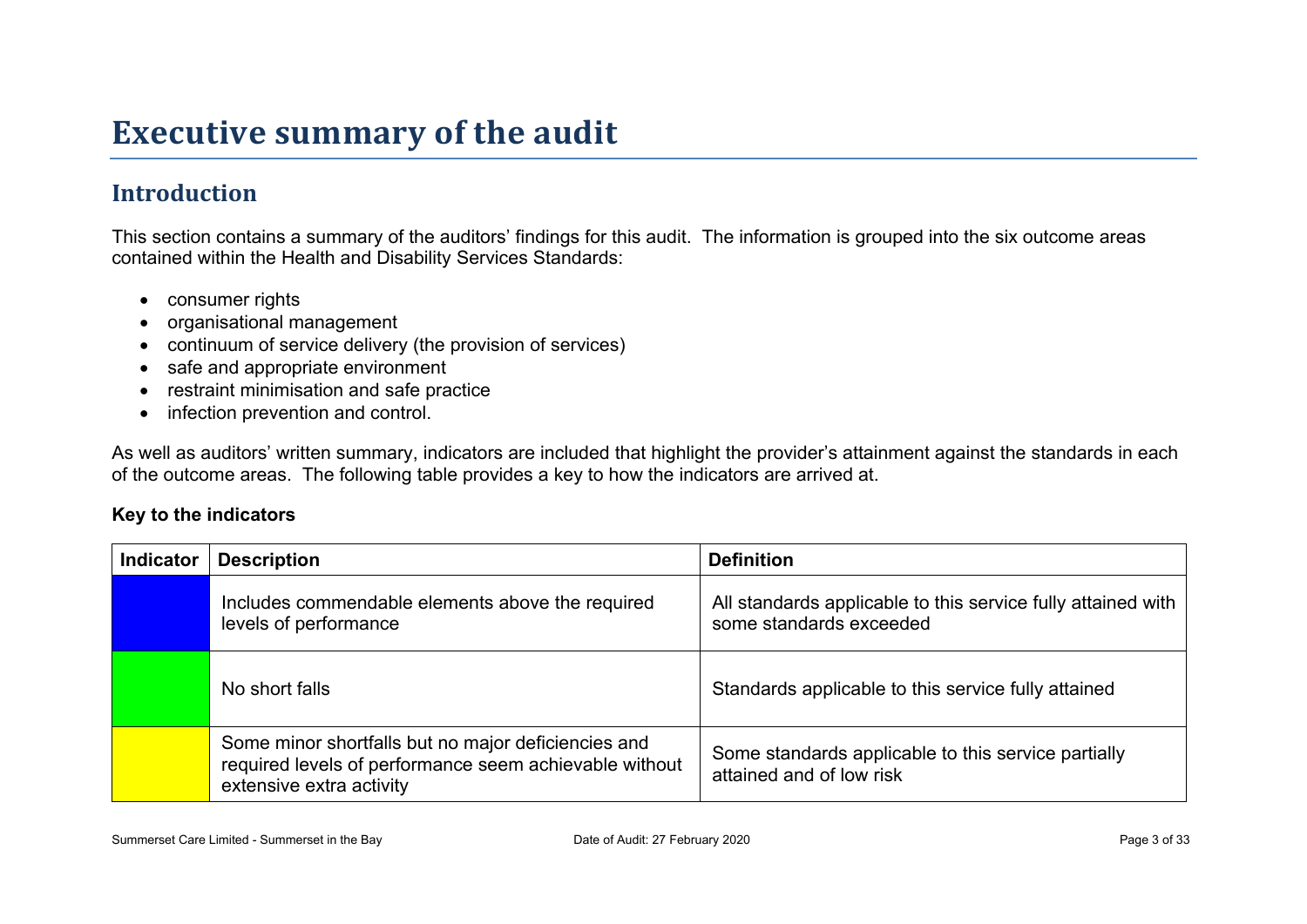# Executive summary of the audit

## Introduction

This section contains a summary of the auditors' findings for this audit. The information is grouped into the six outcome areas contained within the Health and Disability Services Standards:

- consumer rights
- organisational management
- continuum of service delivery (the provision of services)
- safe and appropriate environment
- restraint minimisation and safe practice
- infection prevention and control.

As well as auditors' written summary, indicators are included that highlight the provider's attainment against the standards in each of the outcome areas. The following table provides a key to how the indicators are arrived at.

**Key to the indicators**

| Indicator | Description | Definition |
|---|---|---|
| | Includes commendable elements above the required levels of performance | All standards applicable to this service fully attained with some standards exceeded |
| | No short falls | Standards applicable to this service fully attained |
| | Some minor shortfalls but no major deficiencies and required levels of performance seem achievable without extensive extra activity | Some standards applicable to this service partially attained and of low risk |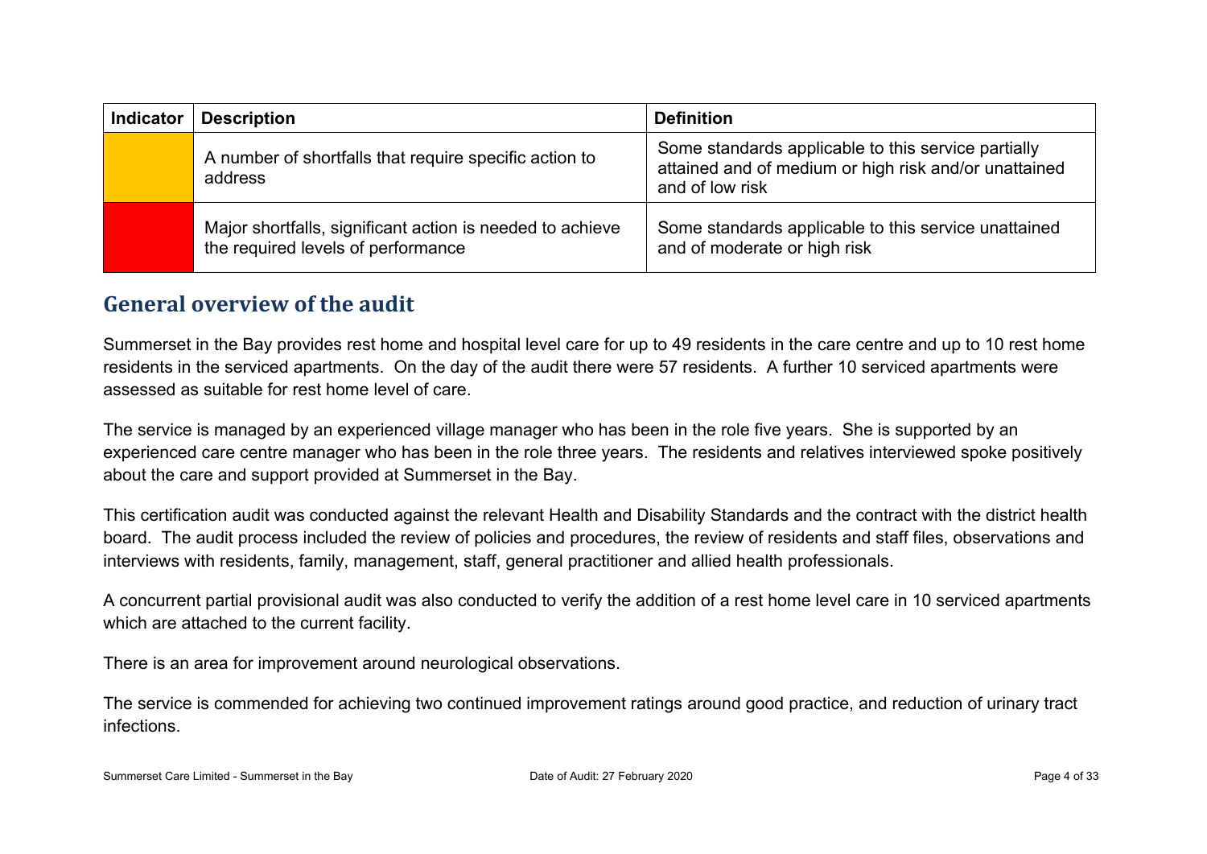| Indicator | Description | Definition |
|---|---|---|
| | A number of shortfalls that require specific action to address | Some standards applicable to this service partially attained and of medium or high risk and/or unattained and of low risk |
| | Major shortfalls, significant action is needed to achieve the required levels of performance | Some standards applicable to this service unattained and of moderate or high risk |

## General overview of the audit

Summerset in the Bay provides rest home and hospital level care for up to 49 residents in the care centre and up to 10 rest home residents in the serviced apartments. On the day of the audit there were 57 residents. A further 10 serviced apartments were assessed as suitable for rest home level of care.

The service is managed by an experienced village manager who has been in the role five years. She is supported by an experienced care centre manager who has been in the role three years. The residents and relatives interviewed spoke positively about the care and support provided at Summerset in the Bay.

This certification audit was conducted against the relevant Health and Disability Standards and the contract with the district health board. The audit process included the review of policies and procedures, the review of residents and staff files, observations and interviews with residents, family, management, staff, general practitioner and allied health professionals.

A concurrent partial provisional audit was also conducted to verify the addition of a rest home level care in 10 serviced apartments which are attached to the current facility.

There is an area for improvement around neurological observations.

The service is commended for achieving two continued improvement ratings around good practice, and reduction of urinary tract infections.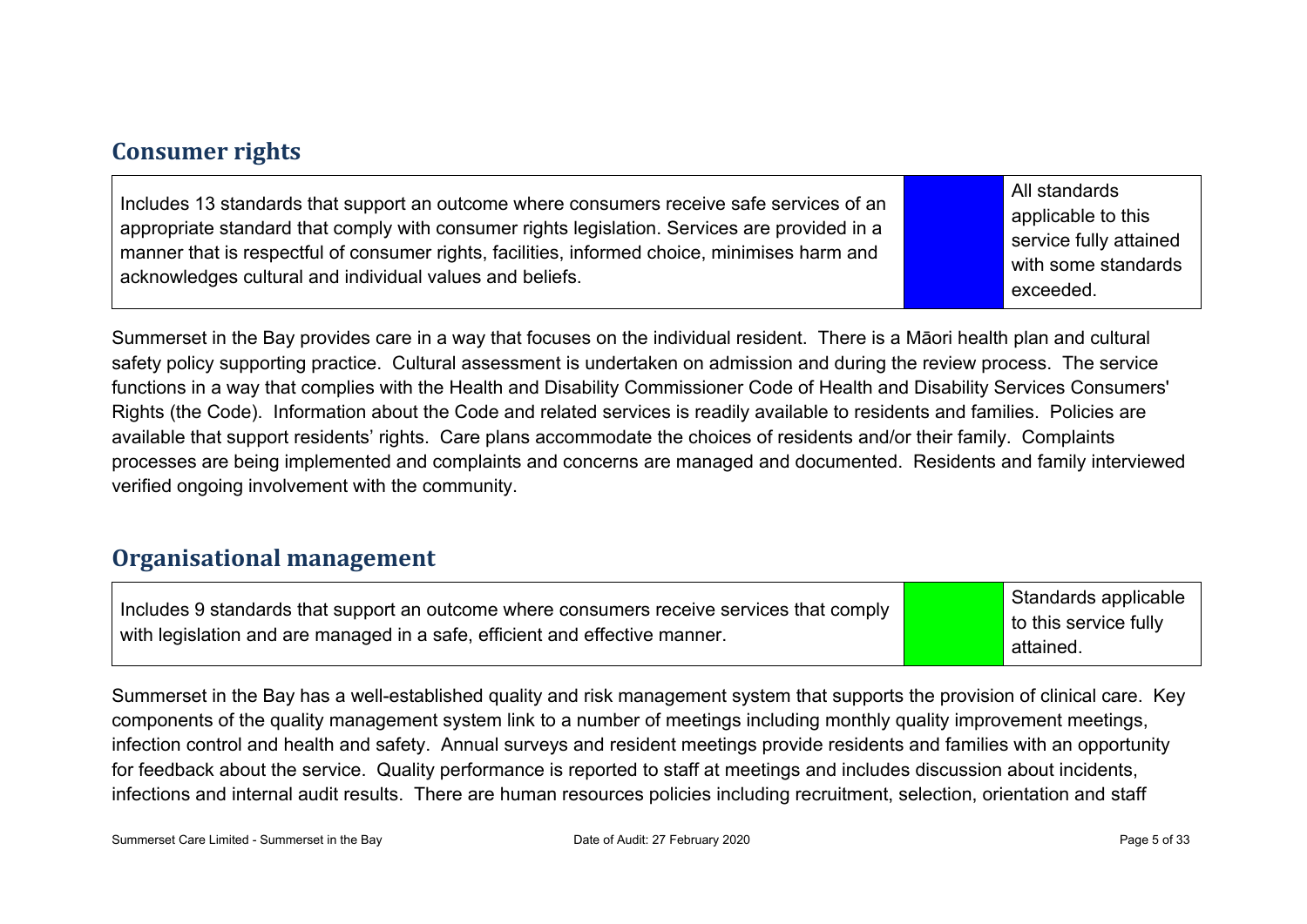## Consumer rights

| Includes 13 standards that support an outcome where consumers receive safe services of an appropriate standard that comply with consumer rights legislation. Services are provided in a manner that is respectful of consumer rights, facilities, informed choice, minimises harm and acknowledges cultural and individual values and beliefs. | | All standards applicable to this service fully attained with some standards exceeded. |
|---|---|---|

Summerset in the Bay provides care in a way that focuses on the individual resident. There is a Māori health plan and cultural safety policy supporting practice. Cultural assessment is undertaken on admission and during the review process. The service functions in a way that complies with the Health and Disability Commissioner Code of Health and Disability Services Consumers' Rights (the Code). Information about the Code and related services is readily available to residents and families. Policies are available that support residents' rights. Care plans accommodate the choices of residents and/or their family. Complaints processes are being implemented and complaints and concerns are managed and documented. Residents and family interviewed verified ongoing involvement with the community.

## Organisational management

| Includes 9 standards that support an outcome where consumers receive services that comply with legislation and are managed in a safe, efficient and effective manner. | | Standards applicable to this service fully attained. |
|---|---|---|

Summerset in the Bay has a well-established quality and risk management system that supports the provision of clinical care. Key components of the quality management system link to a number of meetings including monthly quality improvement meetings, infection control and health and safety. Annual surveys and resident meetings provide residents and families with an opportunity for feedback about the service. Quality performance is reported to staff at meetings and includes discussion about incidents, infections and internal audit results. There are human resources policies including recruitment, selection, orientation and staff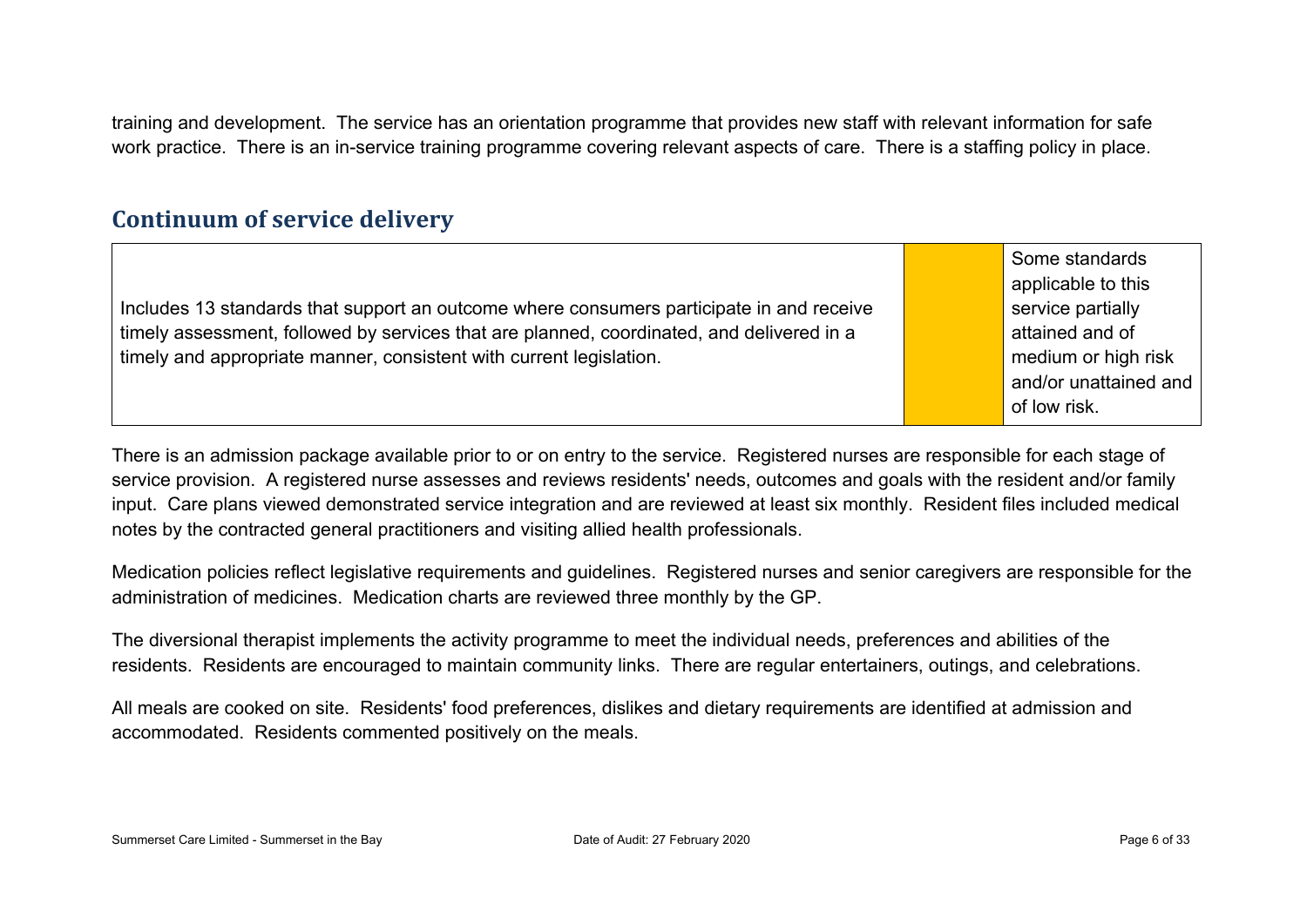training and development. The service has an orientation programme that provides new staff with relevant information for safe work practice. There is an in-service training programme covering relevant aspects of care. There is a staffing policy in place.

## Continuum of service delivery

| Includes 13 standards that support an outcome where consumers participate in and receive timely assessment, followed by services that are planned, coordinated, and delivered in a timely and appropriate manner, consistent with current legislation. | | Some standards applicable to this service partially attained and of medium or high risk and/or unattained and of low risk. |
|---|---|---|

There is an admission package available prior to or on entry to the service. Registered nurses are responsible for each stage of service provision. A registered nurse assesses and reviews residents' needs, outcomes and goals with the resident and/or family input. Care plans viewed demonstrated service integration and are reviewed at least six monthly. Resident files included medical notes by the contracted general practitioners and visiting allied health professionals.

Medication policies reflect legislative requirements and guidelines. Registered nurses and senior caregivers are responsible for the administration of medicines. Medication charts are reviewed three monthly by the GP.

The diversional therapist implements the activity programme to meet the individual needs, preferences and abilities of the residents. Residents are encouraged to maintain community links. There are regular entertainers, outings, and celebrations.

All meals are cooked on site. Residents' food preferences, dislikes and dietary requirements are identified at admission and accommodated. Residents commented positively on the meals.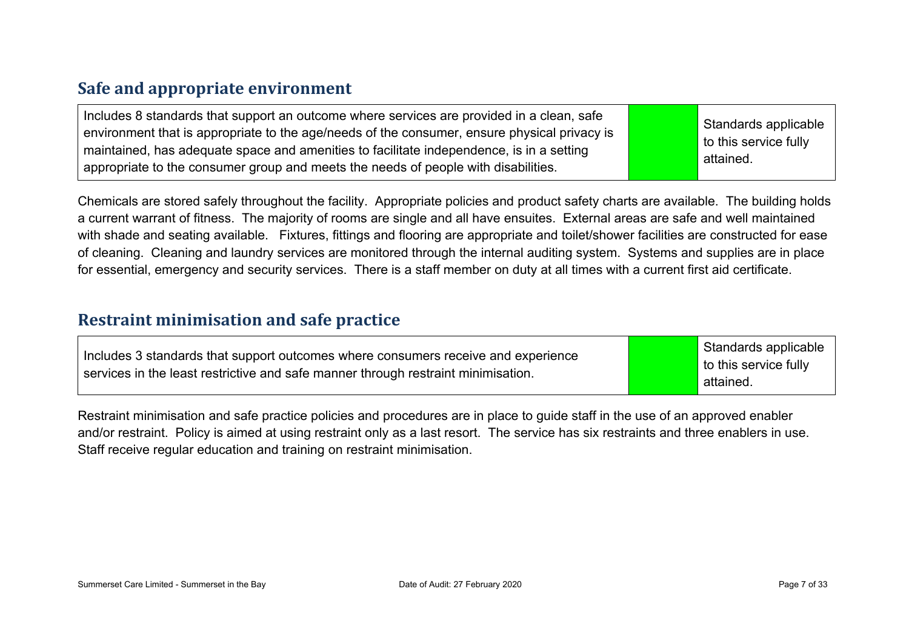## Safe and appropriate environment

| Includes 8 standards that support an outcome where services are provided in a clean, safe environment that is appropriate to the age/needs of the consumer, ensure physical privacy is maintained, has adequate space and amenities to facilitate independence, is in a setting appropriate to the consumer group and meets the needs of people with disabilities. | | Standards applicable to this service fully attained. |
|---|---|---|

Chemicals are stored safely throughout the facility. Appropriate policies and product safety charts are available. The building holds a current warrant of fitness. The majority of rooms are single and all have ensuites. External areas are safe and well maintained with shade and seating available. Fixtures, fittings and flooring are appropriate and toilet/shower facilities are constructed for ease of cleaning. Cleaning and laundry services are monitored through the internal auditing system. Systems and supplies are in place for essential, emergency and security services. There is a staff member on duty at all times with a current first aid certificate.

## Restraint minimisation and safe practice

| Includes 3 standards that support outcomes where consumers receive and experience services in the least restrictive and safe manner through restraint minimisation. | | Standards applicable to this service fully attained. |
|---|---|---|

Restraint minimisation and safe practice policies and procedures are in place to guide staff in the use of an approved enabler and/or restraint. Policy is aimed at using restraint only as a last resort. The service has six restraints and three enablers in use. Staff receive regular education and training on restraint minimisation.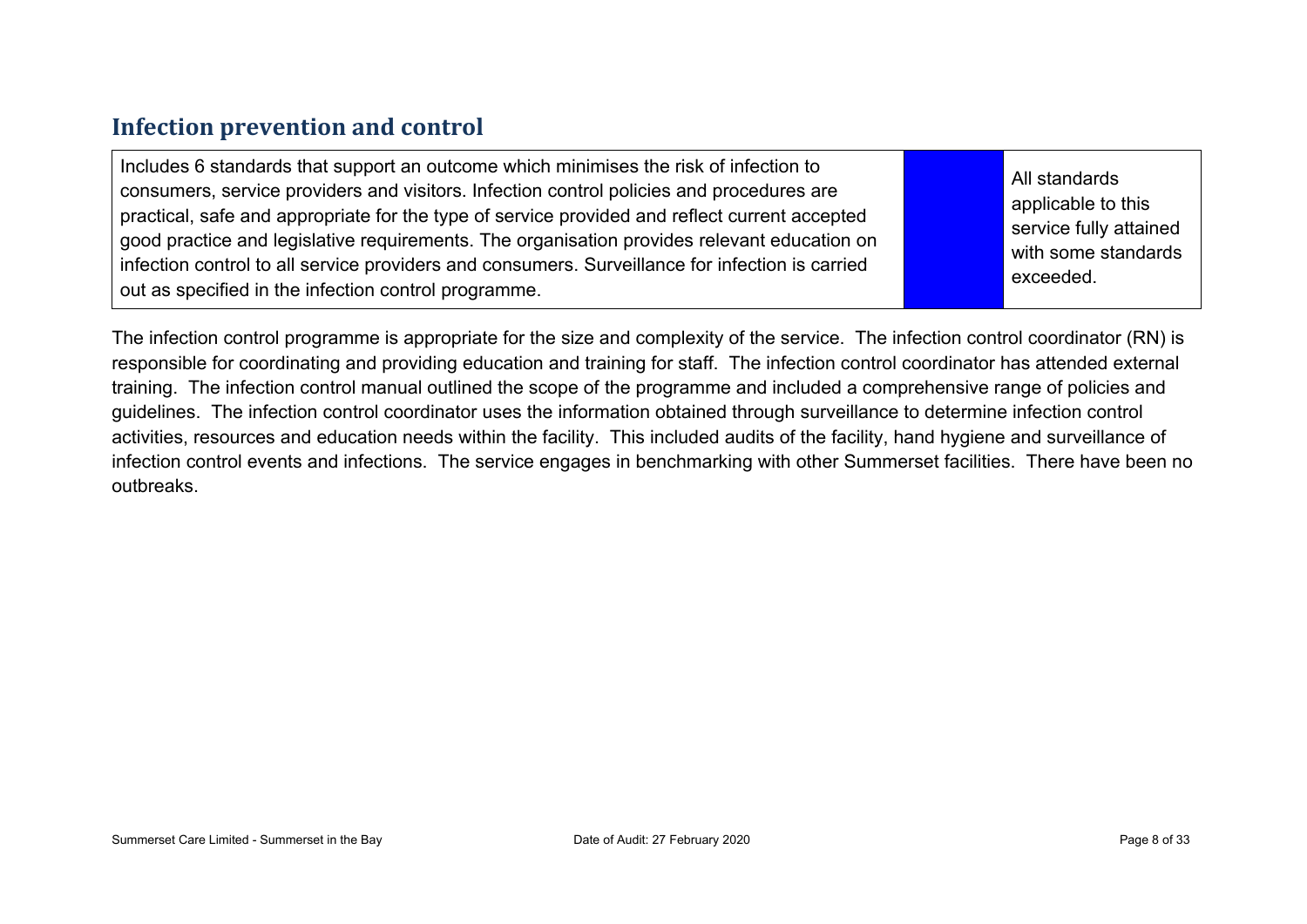## Infection prevention and control

| Includes 6 standards that support an outcome which minimises the risk of infection to consumers, service providers and visitors. Infection control policies and procedures are practical, safe and appropriate for the type of service provided and reflect current accepted good practice and legislative requirements. The organisation provides relevant education on infection control to all service providers and consumers. Surveillance for infection is carried out as specified in the infection control programme. | | All standards applicable to this service fully attained with some standards exceeded. |
|---|---|---|

The infection control programme is appropriate for the size and complexity of the service. The infection control coordinator (RN) is responsible for coordinating and providing education and training for staff. The infection control coordinator has attended external training. The infection control manual outlined the scope of the programme and included a comprehensive range of policies and guidelines. The infection control coordinator uses the information obtained through surveillance to determine infection control activities, resources and education needs within the facility. This included audits of the facility, hand hygiene and surveillance of infection control events and infections. The service engages in benchmarking with other Summerset facilities. There have been no outbreaks.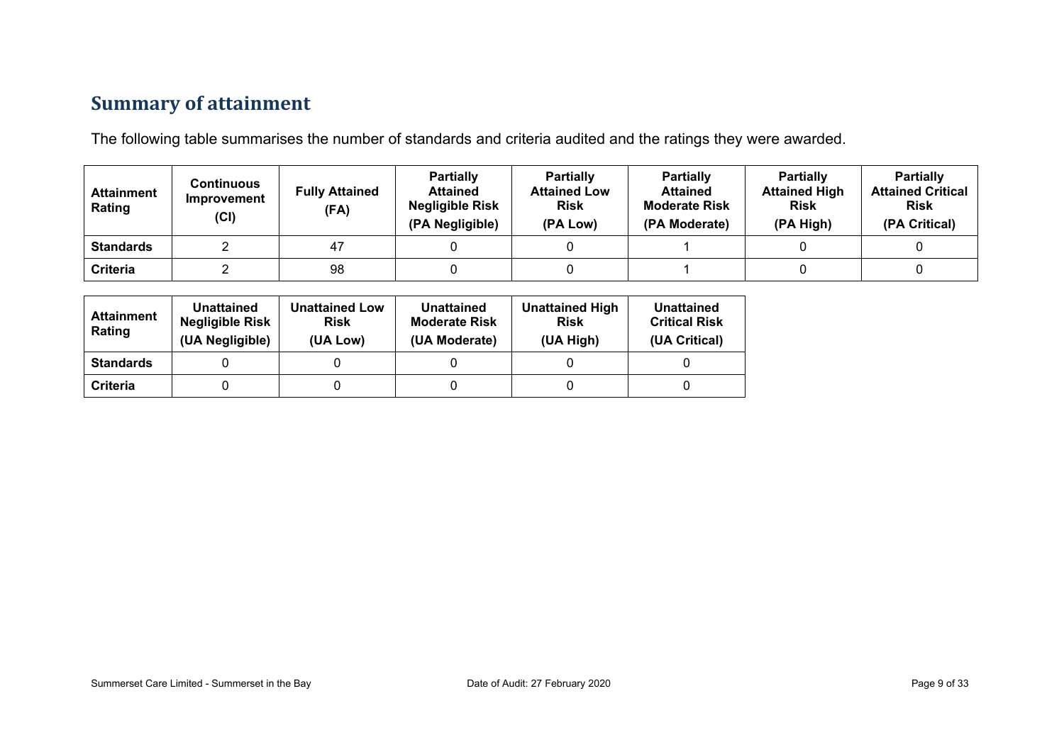## Summary of attainment

The following table summarises the number of standards and criteria audited and the ratings they were awarded.

| Attainment Rating | Continuous Improvement (CI) | Fully Attained (FA) | Partially Attained Negligible Risk (PA Negligible) | Partially Attained Low Risk (PA Low) | Partially Attained Moderate Risk (PA Moderate) | Partially Attained High Risk (PA High) | Partially Attained Critical Risk (PA Critical) |
|---|---|---|---|---|---|---|---|
| **Standards** | 2 | 47 | 0 | 0 | 1 | 0 | 0 |
| **Criteria** | 2 | 98 | 0 | 0 | 1 | 0 | 0 |

| Attainment Rating | Unattained Negligible Risk (UA Negligible) | Unattained Low Risk (UA Low) | Unattained Moderate Risk (UA Moderate) | Unattained High Risk (UA High) | Unattained Critical Risk (UA Critical) |
|---|---|---|---|---|---|
| **Standards** | 0 | 0 | 0 | 0 | 0 |
| **Criteria** | 0 | 0 | 0 | 0 | 0 |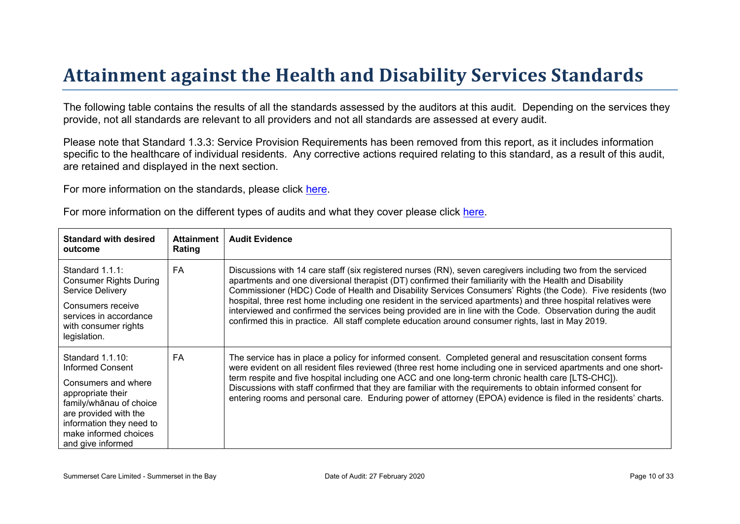# Attainment against the Health and Disability Services Standards

The following table contains the results of all the standards assessed by the auditors at this audit. Depending on the services they provide, not all standards are relevant to all providers and not all standards are assessed at every audit.

Please note that Standard 1.3.3: Service Provision Requirements has been removed from this report, as it includes information specific to the healthcare of individual residents. Any corrective actions required relating to this standard, as a result of this audit, are retained and displayed in the next section.

For more information on the standards, please click here.

For more information on the different types of audits and what they cover please click here.

| Standard with desired outcome | Attainment Rating | Audit Evidence |
|---|---|---|
| Standard 1.1.1: Consumer Rights During Service Delivery<br><br>Consumers receive services in accordance with consumer rights legislation. | FA | Discussions with 14 care staff (six registered nurses (RN), seven caregivers including two from the serviced apartments and one diversional therapist (DT) confirmed their familiarity with the Health and Disability Commissioner (HDC) Code of Health and Disability Services Consumers' Rights (the Code). Five residents (two hospital, three rest home including one resident in the serviced apartments) and three hospital relatives were interviewed and confirmed the services being provided are in line with the Code. Observation during the audit confirmed this in practice. All staff complete education around consumer rights, last in May 2019. |
| Standard 1.1.10: Informed Consent<br><br>Consumers and where appropriate their family/whānau of choice are provided with the information they need to make informed choices and give informed | FA | The service has in place a policy for informed consent. Completed general and resuscitation consent forms were evident on all resident files reviewed (three rest home including one in serviced apartments and one short-term respite and five hospital including one ACC and one long-term chronic health care [LTS-CHC]). Discussions with staff confirmed that they are familiar with the requirements to obtain informed consent for entering rooms and personal care. Enduring power of attorney (EPOA) evidence is filed in the residents' charts. |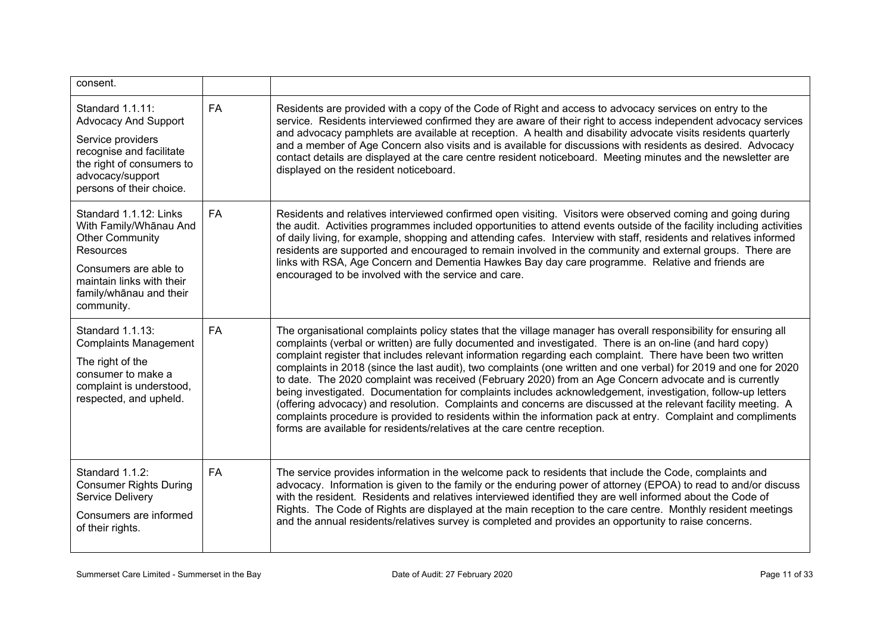| | | |
|---|---|---|
| consent. | | |
| Standard 1.1.11: Advocacy And Support<br><br>Service providers recognise and facilitate the right of consumers to advocacy/support persons of their choice. | FA | Residents are provided with a copy of the Code of Right and access to advocacy services on entry to the service. Residents interviewed confirmed they are aware of their right to access independent advocacy services and advocacy pamphlets are available at reception. A health and disability advocate visits residents quarterly and a member of Age Concern also visits and is available for discussions with residents as desired. Advocacy contact details are displayed at the care centre resident noticeboard. Meeting minutes and the newsletter are displayed on the resident noticeboard. |
| Standard 1.1.12: Links With Family/Whānau And Other Community Resources<br><br>Consumers are able to maintain links with their family/whānau and their community. | FA | Residents and relatives interviewed confirmed open visiting. Visitors were observed coming and going during the audit. Activities programmes included opportunities to attend events outside of the facility including activities of daily living, for example, shopping and attending cafes. Interview with staff, residents and relatives informed residents are supported and encouraged to remain involved in the community and external groups. There are links with RSA, Age Concern and Dementia Hawkes Bay day care programme. Relative and friends are encouraged to be involved with the service and care. |
| Standard 1.1.13: Complaints Management<br><br>The right of the consumer to make a complaint is understood, respected, and upheld. | FA | The organisational complaints policy states that the village manager has overall responsibility for ensuring all complaints (verbal or written) are fully documented and investigated. There is an on-line (and hard copy) complaint register that includes relevant information regarding each complaint. There have been two written complaints in 2018 (since the last audit), two complaints (one written and one verbal) for 2019 and one for 2020 to date. The 2020 complaint was received (February 2020) from an Age Concern advocate and is currently being investigated. Documentation for complaints includes acknowledgement, investigation, follow-up letters (offering advocacy) and resolution. Complaints and concerns are discussed at the relevant facility meeting. A complaints procedure is provided to residents within the information pack at entry. Complaint and compliments forms are available for residents/relatives at the care centre reception. |
| Standard 1.1.2: Consumer Rights During Service Delivery<br><br>Consumers are informed of their rights. | FA | The service provides information in the welcome pack to residents that include the Code, complaints and advocacy. Information is given to the family or the enduring power of attorney (EPOA) to read to and/or discuss with the resident. Residents and relatives interviewed identified they are well informed about the Code of Rights. The Code of Rights are displayed at the main reception to the care centre. Monthly resident meetings and the annual residents/relatives survey is completed and provides an opportunity to raise concerns. |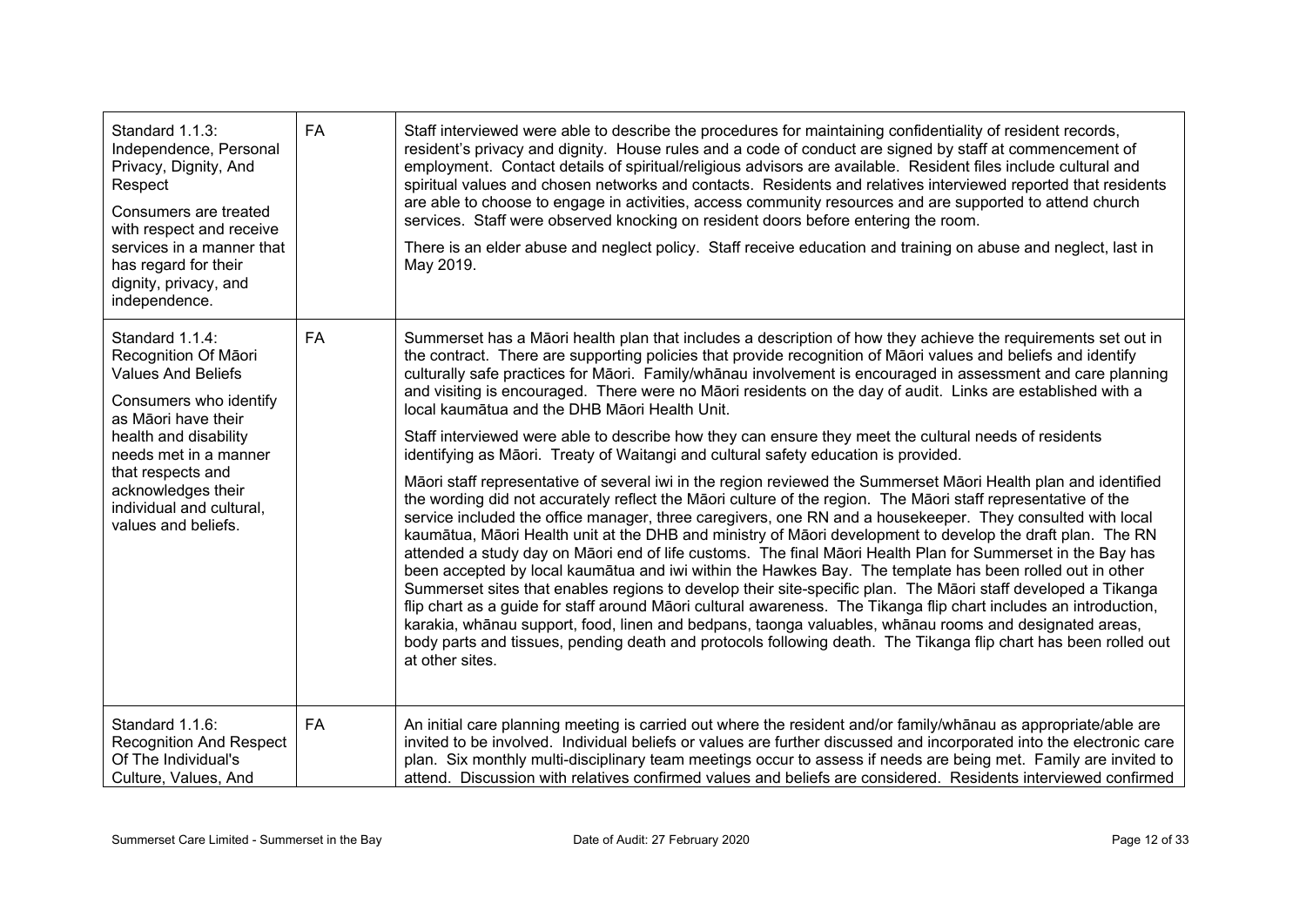| Standard | Attainment | Evidence |
| --- | --- | --- |
| Standard 1.1.3: Independence, Personal Privacy, Dignity, And Respect<br><br>Consumers are treated with respect and receive services in a manner that has regard for their dignity, privacy, and independence. | FA | Staff interviewed were able to describe the procedures for maintaining confidentiality of resident records, resident's privacy and dignity. House rules and a code of conduct are signed by staff at commencement of employment. Contact details of spiritual/religious advisors are available. Resident files include cultural and spiritual values and chosen networks and contacts. Residents and relatives interviewed reported that residents are able to choose to engage in activities, access community resources and are supported to attend church services. Staff were observed knocking on resident doors before entering the room.<br><br>There is an elder abuse and neglect policy. Staff receive education and training on abuse and neglect, last in May 2019. |
| Standard 1.1.4: Recognition Of Māori Values And Beliefs<br><br>Consumers who identify as Māori have their health and disability needs met in a manner that respects and acknowledges their individual and cultural, values and beliefs. | FA | Summerset has a Māori health plan that includes a description of how they achieve the requirements set out in the contract. There are supporting policies that provide recognition of Māori values and beliefs and identify culturally safe practices for Māori. Family/whānau involvement is encouraged in assessment and care planning and visiting is encouraged. There were no Māori residents on the day of audit. Links are established with a local kaumātua and the DHB Māori Health Unit.<br><br>Staff interviewed were able to describe how they can ensure they meet the cultural needs of residents identifying as Māori. Treaty of Waitangi and cultural safety education is provided.<br><br>Māori staff representative of several iwi in the region reviewed the Summerset Māori Health plan and identified the wording did not accurately reflect the Māori culture of the region. The Māori staff representative of the service included the office manager, three caregivers, one RN and a housekeeper. They consulted with local kaumātua, Māori Health unit at the DHB and ministry of Māori development to develop the draft plan. The RN attended a study day on Māori end of life customs. The final Māori Health Plan for Summerset in the Bay has been accepted by local kaumātua and iwi within the Hawkes Bay. The template has been rolled out in other Summerset sites that enables regions to develop their site-specific plan. The Māori staff developed a Tikanga flip chart as a guide for staff around Māori cultural awareness. The Tikanga flip chart includes an introduction, karakia, whānau support, food, linen and bedpans, taonga valuables, whānau rooms and designated areas, body parts and tissues, pending death and protocols following death. The Tikanga flip chart has been rolled out at other sites. |
| Standard 1.1.6: Recognition And Respect Of The Individual's Culture, Values, And | FA | An initial care planning meeting is carried out where the resident and/or family/whānau as appropriate/able are invited to be involved. Individual beliefs or values are further discussed and incorporated into the electronic care plan. Six monthly multi-disciplinary team meetings occur to assess if needs are being met. Family are invited to attend. Discussion with relatives confirmed values and beliefs are considered. Residents interviewed confirmed |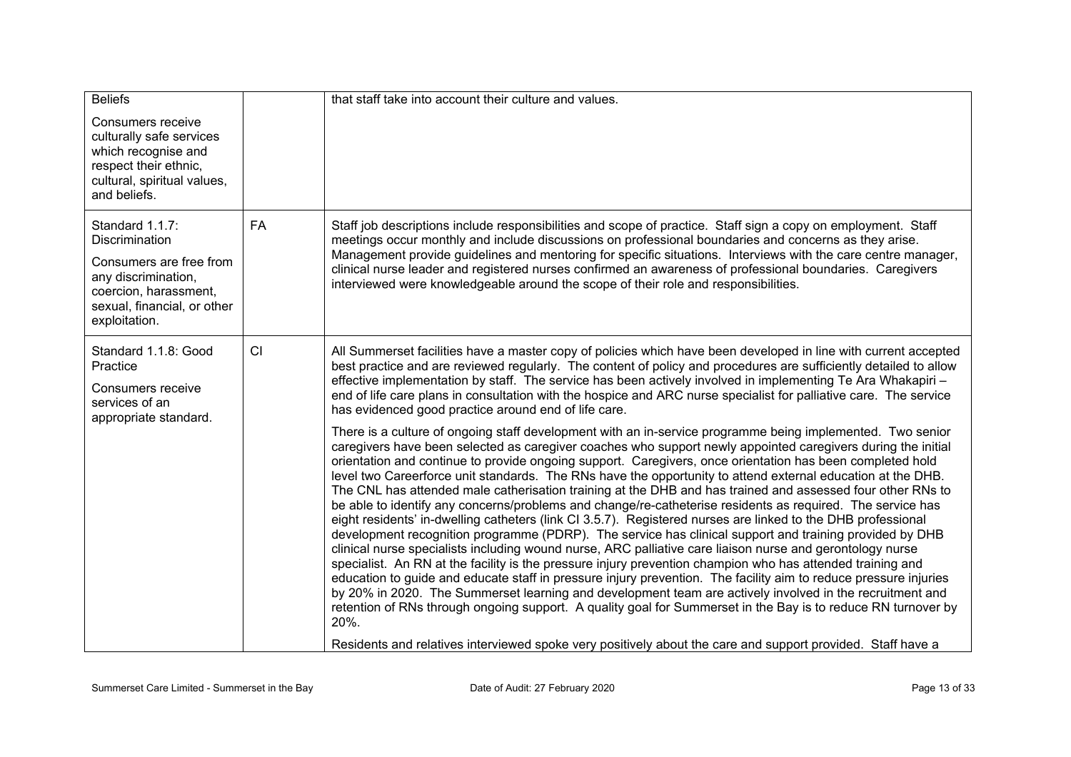| | | |
|---|---|---|
| Beliefs<br><br>Consumers receive culturally safe services which recognise and respect their ethnic, cultural, spiritual values, and beliefs. | | that staff take into account their culture and values. |
| Standard 1.1.7: Discrimination<br><br>Consumers are free from any discrimination, coercion, harassment, sexual, financial, or other exploitation. | FA | Staff job descriptions include responsibilities and scope of practice. Staff sign a copy on employment. Staff meetings occur monthly and include discussions on professional boundaries and concerns as they arise. Management provide guidelines and mentoring for specific situations. Interviews with the care centre manager, clinical nurse leader and registered nurses confirmed an awareness of professional boundaries. Caregivers interviewed were knowledgeable around the scope of their role and responsibilities. |
| Standard 1.1.8: Good Practice<br><br>Consumers receive services of an appropriate standard. | CI | All Summerset facilities have a master copy of policies which have been developed in line with current accepted best practice and are reviewed regularly. The content of policy and procedures are sufficiently detailed to allow effective implementation by staff. The service has been actively involved in implementing Te Ara Whakapiri – end of life care plans in consultation with the hospice and ARC nurse specialist for palliative care. The service has evidenced good practice around end of life care.<br><br>There is a culture of ongoing staff development with an in-service programme being implemented. Two senior caregivers have been selected as caregiver coaches who support newly appointed caregivers during the initial orientation and continue to provide ongoing support. Caregivers, once orientation has been completed hold level two Careerforce unit standards. The RNs have the opportunity to attend external education at the DHB. The CNL has attended male catherisation training at the DHB and has trained and assessed four other RNs to be able to identify any concerns/problems and change/re-catheterise residents as required. The service has eight residents' in-dwelling catheters (link CI 3.5.7). Registered nurses are linked to the DHB professional development recognition programme (PDRP). The service has clinical support and training provided by DHB clinical nurse specialists including wound nurse, ARC palliative care liaison nurse and gerontology nurse specialist. An RN at the facility is the pressure injury prevention champion who has attended training and education to guide and educate staff in pressure injury prevention. The facility aim to reduce pressure injuries by 20% in 2020. The Summerset learning and development team are actively involved in the recruitment and retention of RNs through ongoing support. A quality goal for Summerset in the Bay is to reduce RN turnover by 20%.<br><br>Residents and relatives interviewed spoke very positively about the care and support provided. Staff have a |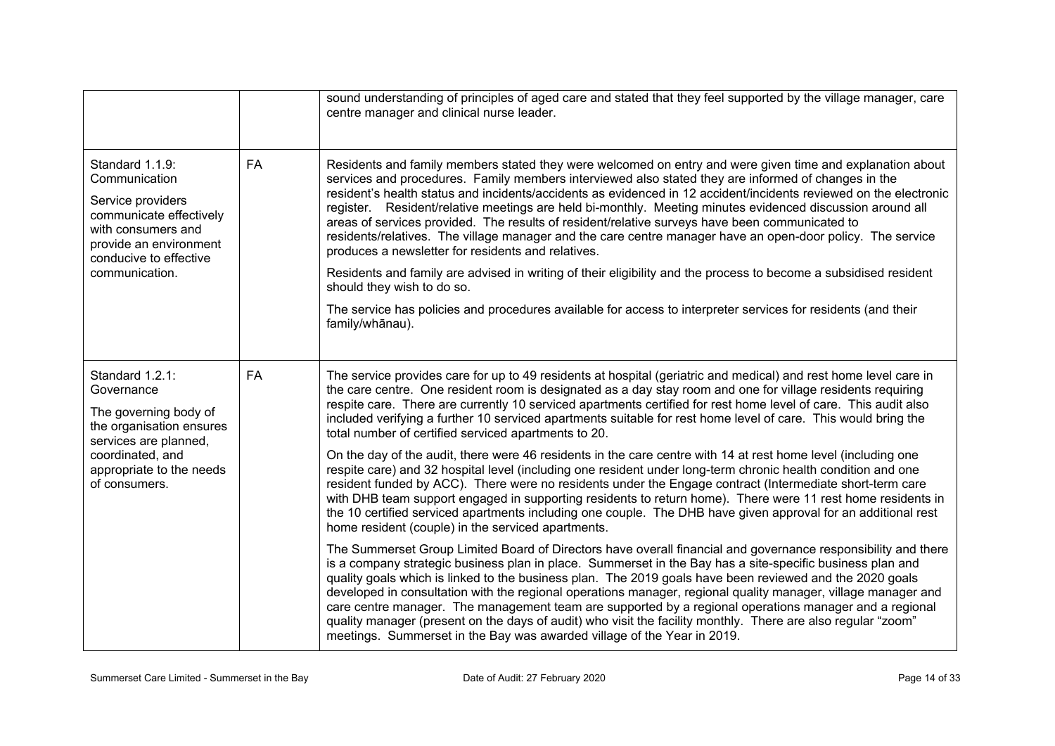| | | |
|---|---|---|
| | | sound understanding of principles of aged care and stated that they feel supported by the village manager, care centre manager and clinical nurse leader. |
| Standard 1.1.9: Communication<br><br>Service providers communicate effectively with consumers and provide an environment conducive to effective communication. | FA | Residents and family members stated they were welcomed on entry and were given time and explanation about services and procedures. Family members interviewed also stated they are informed of changes in the resident's health status and incidents/accidents as evidenced in 12 accident/incidents reviewed on the electronic register. Resident/relative meetings are held bi-monthly. Meeting minutes evidenced discussion around all areas of services provided. The results of resident/relative surveys have been communicated to residents/relatives. The village manager and the care centre manager have an open-door policy. The service produces a newsletter for residents and relatives.<br><br>Residents and family are advised in writing of their eligibility and the process to become a subsidised resident should they wish to do so.<br><br>The service has policies and procedures available for access to interpreter services for residents (and their family/whānau). |
| Standard 1.2.1: Governance<br><br>The governing body of the organisation ensures services are planned, coordinated, and appropriate to the needs of consumers. | FA | The service provides care for up to 49 residents at hospital (geriatric and medical) and rest home level care in the care centre. One resident room is designated as a day stay room and one for village residents requiring respite care. There are currently 10 serviced apartments certified for rest home level of care. This audit also included verifying a further 10 serviced apartments suitable for rest home level of care. This would bring the total number of certified serviced apartments to 20.<br><br>On the day of the audit, there were 46 residents in the care centre with 14 at rest home level (including one respite care) and 32 hospital level (including one resident under long-term chronic health condition and one resident funded by ACC). There were no residents under the Engage contract (Intermediate short-term care with DHB team support engaged in supporting residents to return home). There were 11 rest home residents in the 10 certified serviced apartments including one couple. The DHB have given approval for an additional rest home resident (couple) in the serviced apartments.<br><br>The Summerset Group Limited Board of Directors have overall financial and governance responsibility and there is a company strategic business plan in place. Summerset in the Bay has a site-specific business plan and quality goals which is linked to the business plan. The 2019 goals have been reviewed and the 2020 goals developed in consultation with the regional operations manager, regional quality manager, village manager and care centre manager. The management team are supported by a regional operations manager and a regional quality manager (present on the days of audit) who visit the facility monthly. There are also regular "zoom" meetings. Summerset in the Bay was awarded village of the Year in 2019. |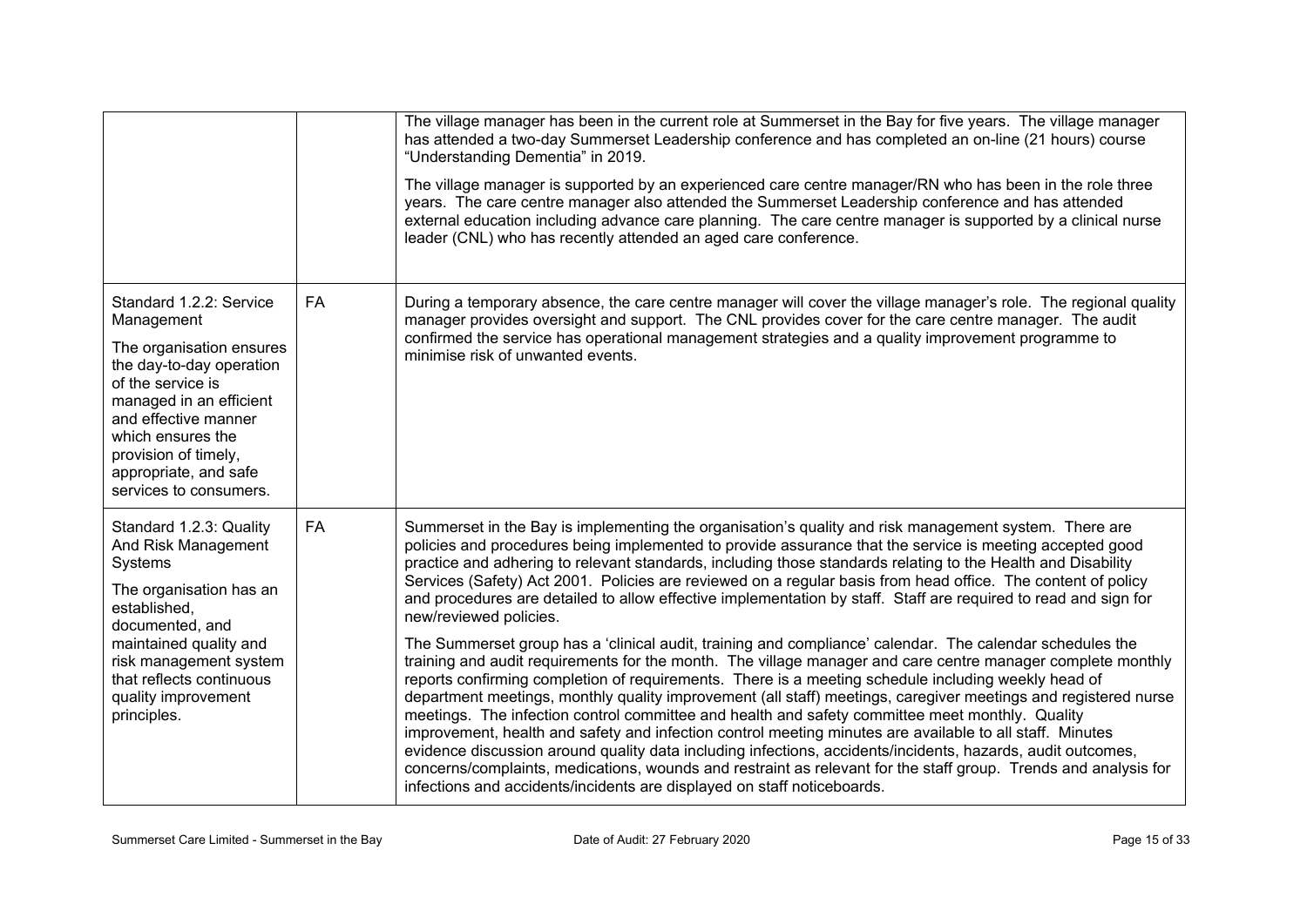| | | |
|---|---|---|
| | | The village manager has been in the current role at Summerset in the Bay for five years. The village manager has attended a two-day Summerset Leadership conference and has completed an on-line (21 hours) course "Understanding Dementia" in 2019.<br><br>The village manager is supported by an experienced care centre manager/RN who has been in the role three years. The care centre manager also attended the Summerset Leadership conference and has attended external education including advance care planning. The care centre manager is supported by a clinical nurse leader (CNL) who has recently attended an aged care conference. |
| Standard 1.2.2: Service Management<br><br>The organisation ensures the day-to-day operation of the service is managed in an efficient and effective manner which ensures the provision of timely, appropriate, and safe services to consumers. | FA | During a temporary absence, the care centre manager will cover the village manager's role. The regional quality manager provides oversight and support. The CNL provides cover for the care centre manager. The audit confirmed the service has operational management strategies and a quality improvement programme to minimise risk of unwanted events. |
| Standard 1.2.3: Quality And Risk Management Systems<br><br>The organisation has an established, documented, and maintained quality and risk management system that reflects continuous quality improvement principles. | FA | Summerset in the Bay is implementing the organisation's quality and risk management system. There are policies and procedures being implemented to provide assurance that the service is meeting accepted good practice and adhering to relevant standards, including those standards relating to the Health and Disability Services (Safety) Act 2001. Policies are reviewed on a regular basis from head office. The content of policy and procedures are detailed to allow effective implementation by staff. Staff are required to read and sign for new/reviewed policies.<br><br>The Summerset group has a 'clinical audit, training and compliance' calendar. The calendar schedules the training and audit requirements for the month. The village manager and care centre manager complete monthly reports confirming completion of requirements. There is a meeting schedule including weekly head of department meetings, monthly quality improvement (all staff) meetings, caregiver meetings and registered nurse meetings. The infection control committee and health and safety committee meet monthly. Quality improvement, health and safety and infection control meeting minutes are available to all staff. Minutes evidence discussion around quality data including infections, accidents/incidents, hazards, audit outcomes, concerns/complaints, medications, wounds and restraint as relevant for the staff group. Trends and analysis for infections and accidents/incidents are displayed on staff noticeboards. |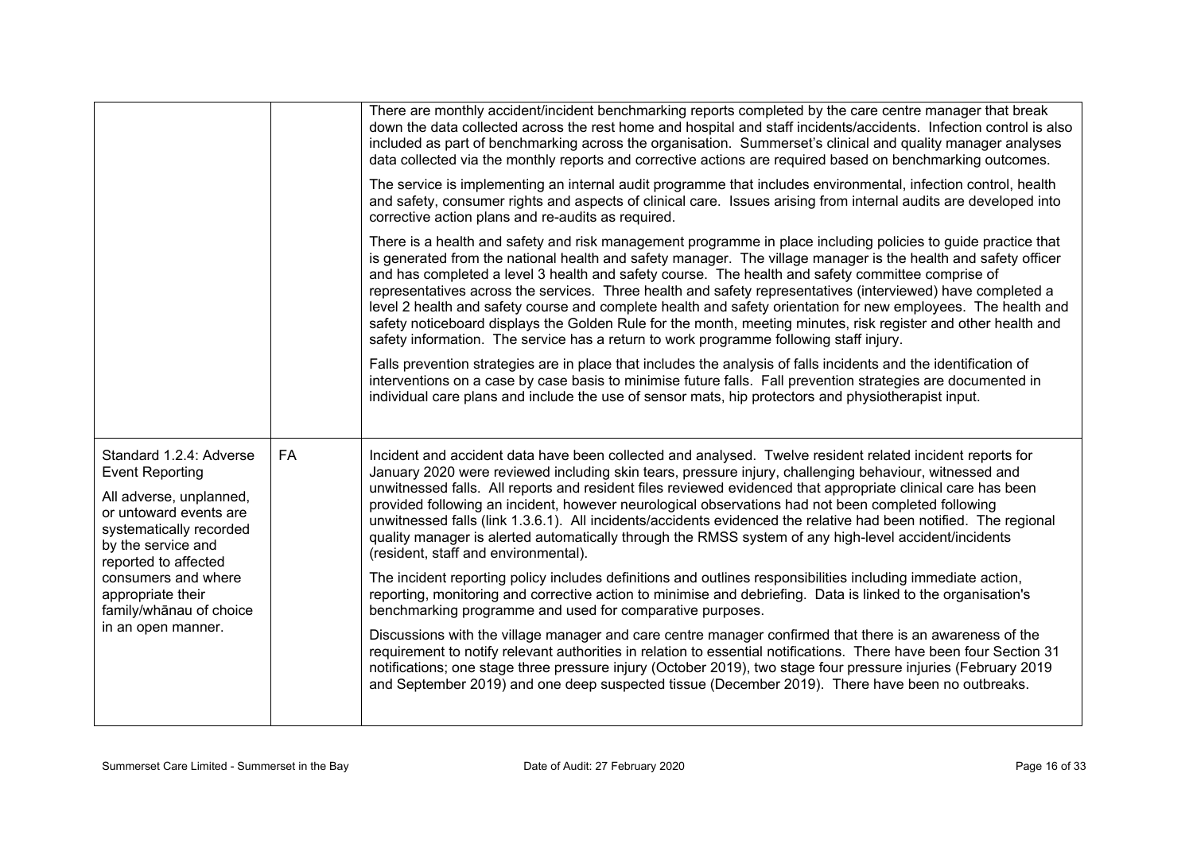| | | |
|---|---|---|
| | | There are monthly accident/incident benchmarking reports completed by the care centre manager that break down the data collected across the rest home and hospital and staff incidents/accidents. Infection control is also included as part of benchmarking across the organisation. Summerset's clinical and quality manager analyses data collected via the monthly reports and corrective actions are required based on benchmarking outcomes.<br><br>The service is implementing an internal audit programme that includes environmental, infection control, health and safety, consumer rights and aspects of clinical care. Issues arising from internal audits are developed into corrective action plans and re-audits as required.<br><br>There is a health and safety and risk management programme in place including policies to guide practice that is generated from the national health and safety manager. The village manager is the health and safety officer and has completed a level 3 health and safety course. The health and safety committee comprise of representatives across the services. Three health and safety representatives (interviewed) have completed a level 2 health and safety course and complete health and safety orientation for new employees. The health and safety noticeboard displays the Golden Rule for the month, meeting minutes, risk register and other health and safety information. The service has a return to work programme following staff injury.<br><br>Falls prevention strategies are in place that includes the analysis of falls incidents and the identification of interventions on a case by case basis to minimise future falls. Fall prevention strategies are documented in individual care plans and include the use of sensor mats, hip protectors and physiotherapist input. |
| Standard 1.2.4: Adverse Event Reporting<br><br>All adverse, unplanned, or untoward events are systematically recorded by the service and reported to affected consumers and where appropriate their family/whānau of choice in an open manner. | FA | Incident and accident data have been collected and analysed. Twelve resident related incident reports for January 2020 were reviewed including skin tears, pressure injury, challenging behaviour, witnessed and unwitnessed falls. All reports and resident files reviewed evidenced that appropriate clinical care has been provided following an incident, however neurological observations had not been completed following unwitnessed falls (link 1.3.6.1). All incidents/accidents evidenced the relative had been notified. The regional quality manager is alerted automatically through the RMSS system of any high-level accident/incidents (resident, staff and environmental).<br><br>The incident reporting policy includes definitions and outlines responsibilities including immediate action, reporting, monitoring and corrective action to minimise and debriefing. Data is linked to the organisation's benchmarking programme and used for comparative purposes.<br><br>Discussions with the village manager and care centre manager confirmed that there is an awareness of the requirement to notify relevant authorities in relation to essential notifications. There have been four Section 31 notifications; one stage three pressure injury (October 2019), two stage four pressure injuries (February 2019 and September 2019) and one deep suspected tissue (December 2019). There have been no outbreaks. |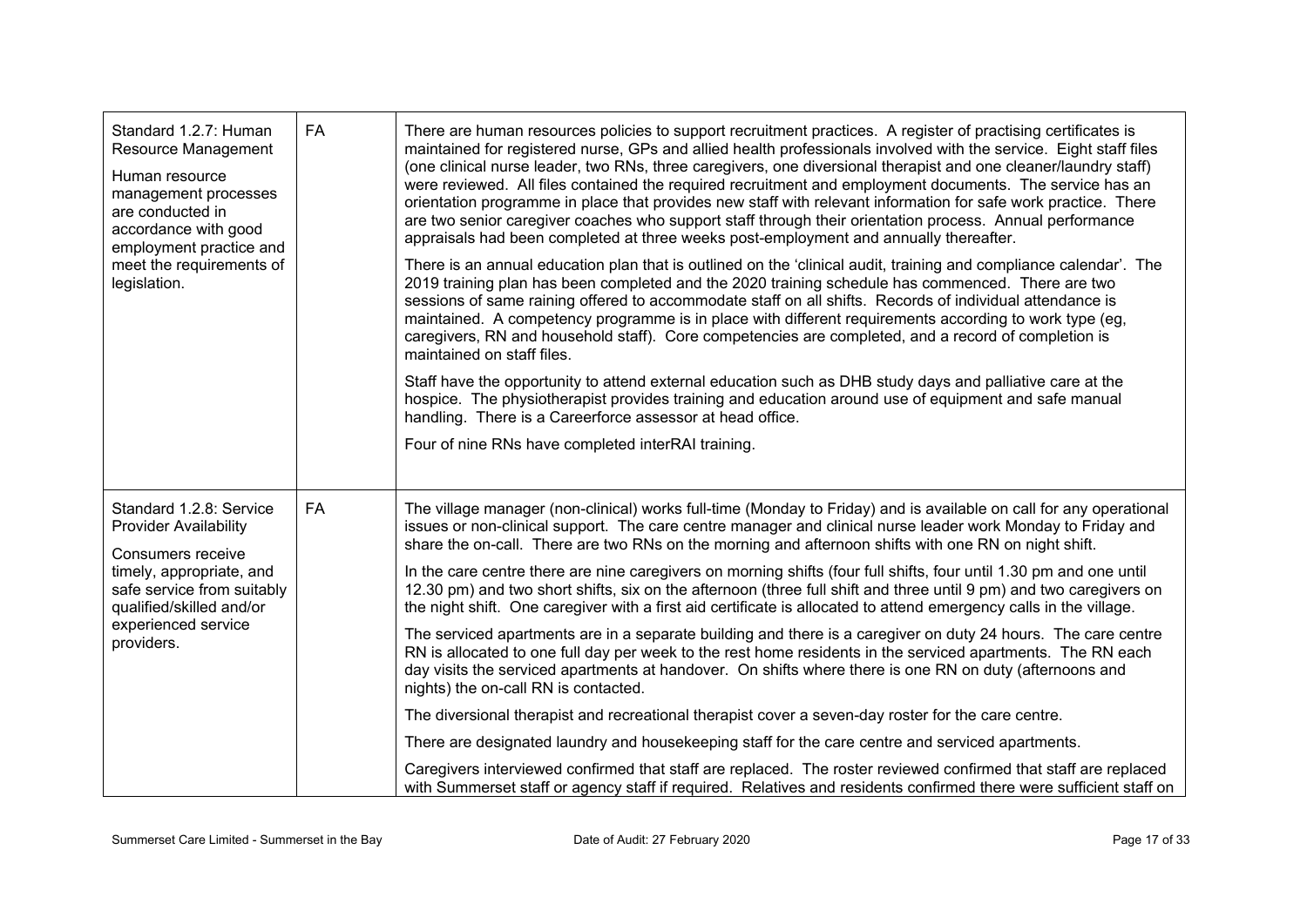| Standard | Rating | Evidence |
|---|---|---|
| Standard 1.2.7: Human Resource Management<br><br>Human resource management processes are conducted in accordance with good employment practice and meet the requirements of legislation. | FA | There are human resources policies to support recruitment practices. A register of practising certificates is maintained for registered nurse, GPs and allied health professionals involved with the service. Eight staff files (one clinical nurse leader, two RNs, three caregivers, one diversional therapist and one cleaner/laundry staff) were reviewed. All files contained the required recruitment and employment documents. The service has an orientation programme in place that provides new staff with relevant information for safe work practice. There are two senior caregiver coaches who support staff through their orientation process. Annual performance appraisals had been completed at three weeks post-employment and annually thereafter.<br><br>There is an annual education plan that is outlined on the 'clinical audit, training and compliance calendar'. The 2019 training plan has been completed and the 2020 training schedule has commenced. There are two sessions of same raining offered to accommodate staff on all shifts. Records of individual attendance is maintained. A competency programme is in place with different requirements according to work type (eg, caregivers, RN and household staff). Core competencies are completed, and a record of completion is maintained on staff files.<br><br>Staff have the opportunity to attend external education such as DHB study days and palliative care at the hospice. The physiotherapist provides training and education around use of equipment and safe manual handling. There is a Careerforce assessor at head office.<br><br>Four of nine RNs have completed interRAI training. |
| Standard 1.2.8: Service Provider Availability<br><br>Consumers receive timely, appropriate, and safe service from suitably qualified/skilled and/or experienced service providers. | FA | The village manager (non-clinical) works full-time (Monday to Friday) and is available on call for any operational issues or non-clinical support. The care centre manager and clinical nurse leader work Monday to Friday and share the on-call. There are two RNs on the morning and afternoon shifts with one RN on night shift.<br><br>In the care centre there are nine caregivers on morning shifts (four full shifts, four until 1.30 pm and one until 12.30 pm) and two short shifts, six on the afternoon (three full shift and three until 9 pm) and two caregivers on the night shift. One caregiver with a first aid certificate is allocated to attend emergency calls in the village.<br><br>The serviced apartments are in a separate building and there is a caregiver on duty 24 hours. The care centre RN is allocated to one full day per week to the rest home residents in the serviced apartments. The RN each day visits the serviced apartments at handover. On shifts where there is one RN on duty (afternoons and nights) the on-call RN is contacted.<br><br>The diversional therapist and recreational therapist cover a seven-day roster for the care centre.<br><br>There are designated laundry and housekeeping staff for the care centre and serviced apartments.<br><br>Caregivers interviewed confirmed that staff are replaced. The roster reviewed confirmed that staff are replaced with Summerset staff or agency staff if required. Relatives and residents confirmed there were sufficient staff on |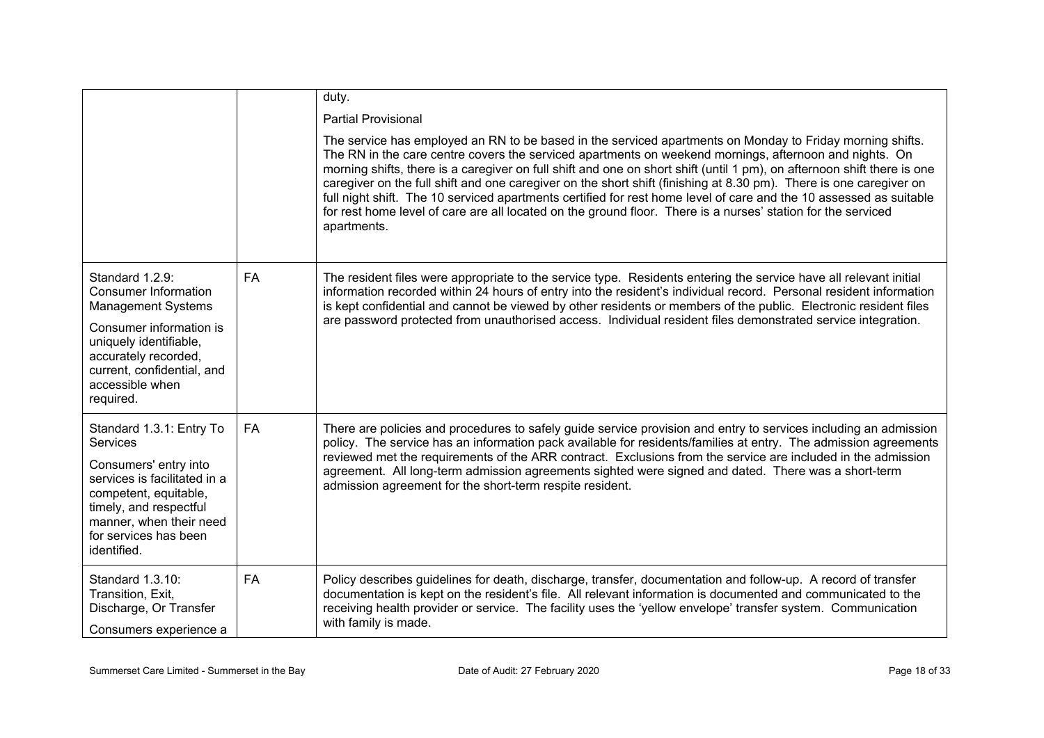| | | |
|---|---|---|
| | | duty.<br><br>Partial Provisional<br><br>The service has employed an RN to be based in the serviced apartments on Monday to Friday morning shifts. The RN in the care centre covers the serviced apartments on weekend mornings, afternoon and nights. On morning shifts, there is a caregiver on full shift and one on short shift (until 1 pm), on afternoon shift there is one caregiver on the full shift and one caregiver on the short shift (finishing at 8.30 pm). There is one caregiver on full night shift. The 10 serviced apartments certified for rest home level of care and the 10 assessed as suitable for rest home level of care are all located on the ground floor. There is a nurses' station for the serviced apartments. |
| Standard 1.2.9: Consumer Information Management Systems<br><br>Consumer information is uniquely identifiable, accurately recorded, current, confidential, and accessible when required. | FA | The resident files were appropriate to the service type. Residents entering the service have all relevant initial information recorded within 24 hours of entry into the resident's individual record. Personal resident information is kept confidential and cannot be viewed by other residents or members of the public. Electronic resident files are password protected from unauthorised access. Individual resident files demonstrated service integration. |
| Standard 1.3.1: Entry To Services<br><br>Consumers' entry into services is facilitated in a competent, equitable, timely, and respectful manner, when their need for services has been identified. | FA | There are policies and procedures to safely guide service provision and entry to services including an admission policy. The service has an information pack available for residents/families at entry. The admission agreements reviewed met the requirements of the ARR contract. Exclusions from the service are included in the admission agreement. All long-term admission agreements sighted were signed and dated. There was a short-term admission agreement for the short-term respite resident. |
| Standard 1.3.10: Transition, Exit, Discharge, Or Transfer<br><br>Consumers experience a | FA | Policy describes guidelines for death, discharge, transfer, documentation and follow-up. A record of transfer documentation is kept on the resident's file. All relevant information is documented and communicated to the receiving health provider or service. The facility uses the 'yellow envelope' transfer system. Communication with family is made. |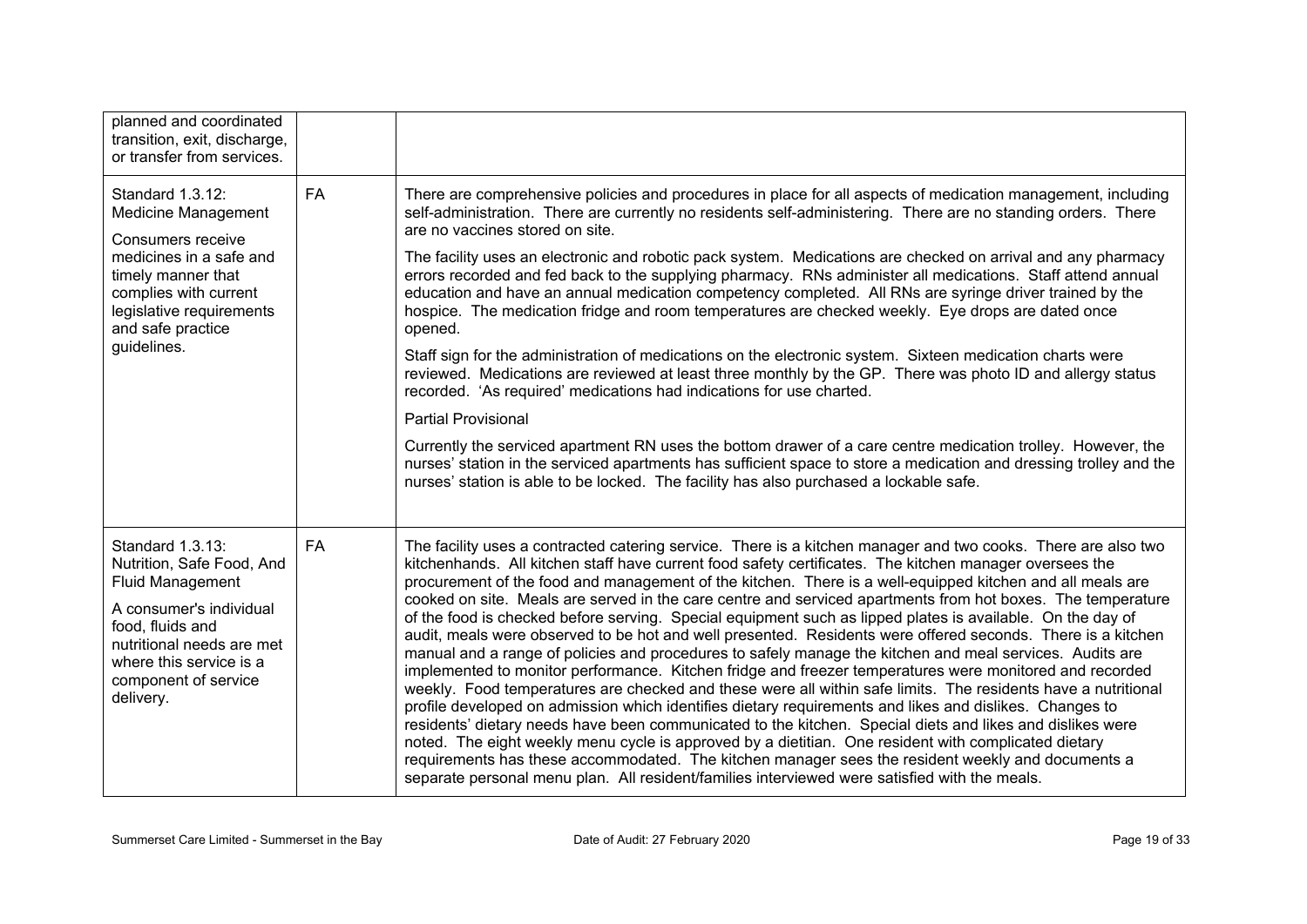| | | |
|---|---|---|
| planned and coordinated transition, exit, discharge, or transfer from services. | | |
| Standard 1.3.12: Medicine Management<br><br>Consumers receive medicines in a safe and timely manner that complies with current legislative requirements and safe practice guidelines. | FA | There are comprehensive policies and procedures in place for all aspects of medication management, including self-administration. There are currently no residents self-administering. There are no standing orders. There are no vaccines stored on site.<br><br>The facility uses an electronic and robotic pack system. Medications are checked on arrival and any pharmacy errors recorded and fed back to the supplying pharmacy. RNs administer all medications. Staff attend annual education and have an annual medication competency completed. All RNs are syringe driver trained by the hospice. The medication fridge and room temperatures are checked weekly. Eye drops are dated once opened.<br><br>Staff sign for the administration of medications on the electronic system. Sixteen medication charts were reviewed. Medications are reviewed at least three monthly by the GP. There was photo ID and allergy status recorded. 'As required' medications had indications for use charted.<br><br>Partial Provisional<br><br>Currently the serviced apartment RN uses the bottom drawer of a care centre medication trolley. However, the nurses' station in the serviced apartments has sufficient space to store a medication and dressing trolley and the nurses' station is able to be locked. The facility has also purchased a lockable safe. |
| Standard 1.3.13: Nutrition, Safe Food, And Fluid Management<br><br>A consumer's individual food, fluids and nutritional needs are met where this service is a component of service delivery. | FA | The facility uses a contracted catering service. There is a kitchen manager and two cooks. There are also two kitchenhands. All kitchen staff have current food safety certificates. The kitchen manager oversees the procurement of the food and management of the kitchen. There is a well-equipped kitchen and all meals are cooked on site. Meals are served in the care centre and serviced apartments from hot boxes. The temperature of the food is checked before serving. Special equipment such as lipped plates is available. On the day of audit, meals were observed to be hot and well presented. Residents were offered seconds. There is a kitchen manual and a range of policies and procedures to safely manage the kitchen and meal services. Audits are implemented to monitor performance. Kitchen fridge and freezer temperatures were monitored and recorded weekly. Food temperatures are checked and these were all within safe limits. The residents have a nutritional profile developed on admission which identifies dietary requirements and likes and dislikes. Changes to residents' dietary needs have been communicated to the kitchen. Special diets and likes and dislikes were noted. The eight weekly menu cycle is approved by a dietitian. One resident with complicated dietary requirements has these accommodated. The kitchen manager sees the resident weekly and documents a separate personal menu plan. All resident/families interviewed were satisfied with the meals. |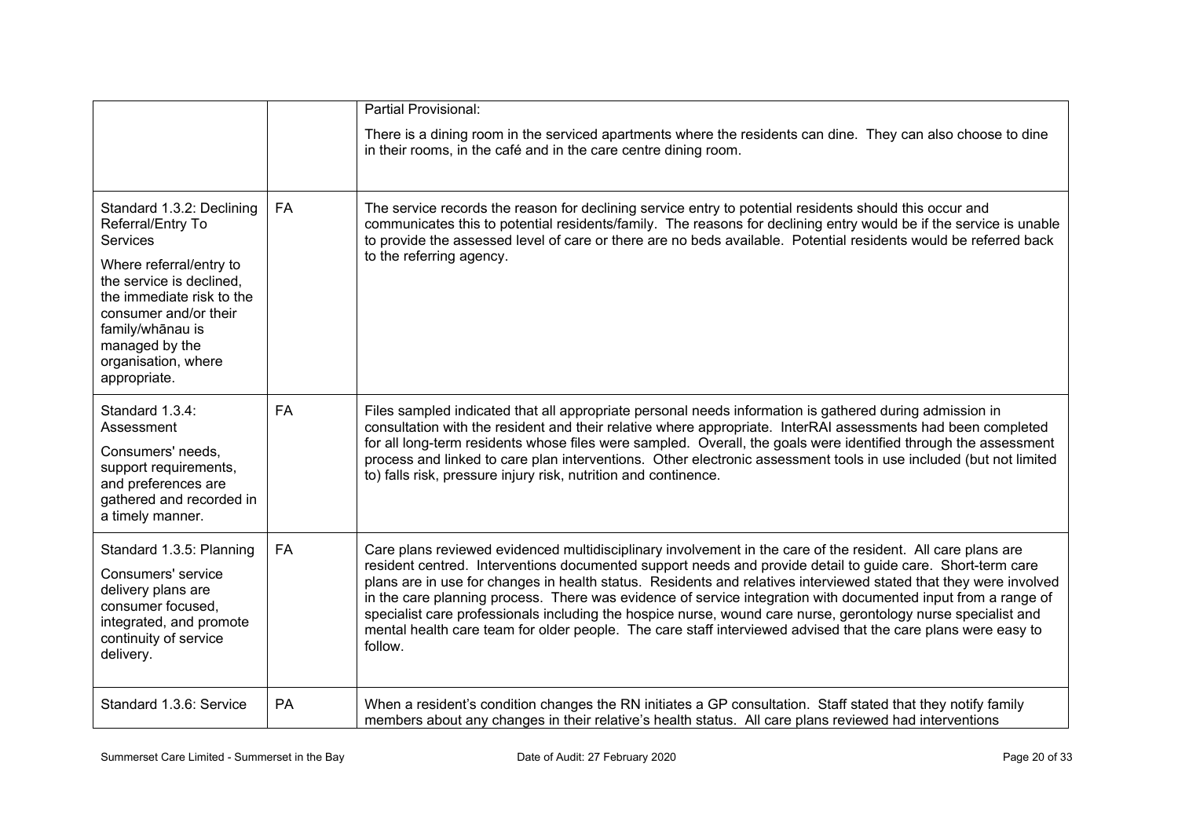| | | |
|---|---|---|
| | | Partial Provisional:<br><br>There is a dining room in the serviced apartments where the residents can dine. They can also choose to dine in their rooms, in the café and in the care centre dining room. |
| Standard 1.3.2: Declining Referral/Entry To Services<br><br>Where referral/entry to the service is declined, the immediate risk to the consumer and/or their family/whānau is managed by the organisation, where appropriate. | FA | The service records the reason for declining service entry to potential residents should this occur and communicates this to potential residents/family. The reasons for declining entry would be if the service is unable to provide the assessed level of care or there are no beds available. Potential residents would be referred back to the referring agency. |
| Standard 1.3.4: Assessment<br><br>Consumers' needs, support requirements, and preferences are gathered and recorded in a timely manner. | FA | Files sampled indicated that all appropriate personal needs information is gathered during admission in consultation with the resident and their relative where appropriate. InterRAI assessments had been completed for all long-term residents whose files were sampled. Overall, the goals were identified through the assessment process and linked to care plan interventions. Other electronic assessment tools in use included (but not limited to) falls risk, pressure injury risk, nutrition and continence. |
| Standard 1.3.5: Planning<br><br>Consumers' service delivery plans are consumer focused, integrated, and promote continuity of service delivery. | FA | Care plans reviewed evidenced multidisciplinary involvement in the care of the resident. All care plans are resident centred. Interventions documented support needs and provide detail to guide care. Short-term care plans are in use for changes in health status. Residents and relatives interviewed stated that they were involved in the care planning process. There was evidence of service integration with documented input from a range of specialist care professionals including the hospice nurse, wound care nurse, gerontology nurse specialist and mental health care team for older people. The care staff interviewed advised that the care plans were easy to follow. |
| Standard 1.3.6: Service | PA | When a resident's condition changes the RN initiates a GP consultation. Staff stated that they notify family members about any changes in their relative's health status. All care plans reviewed had interventions |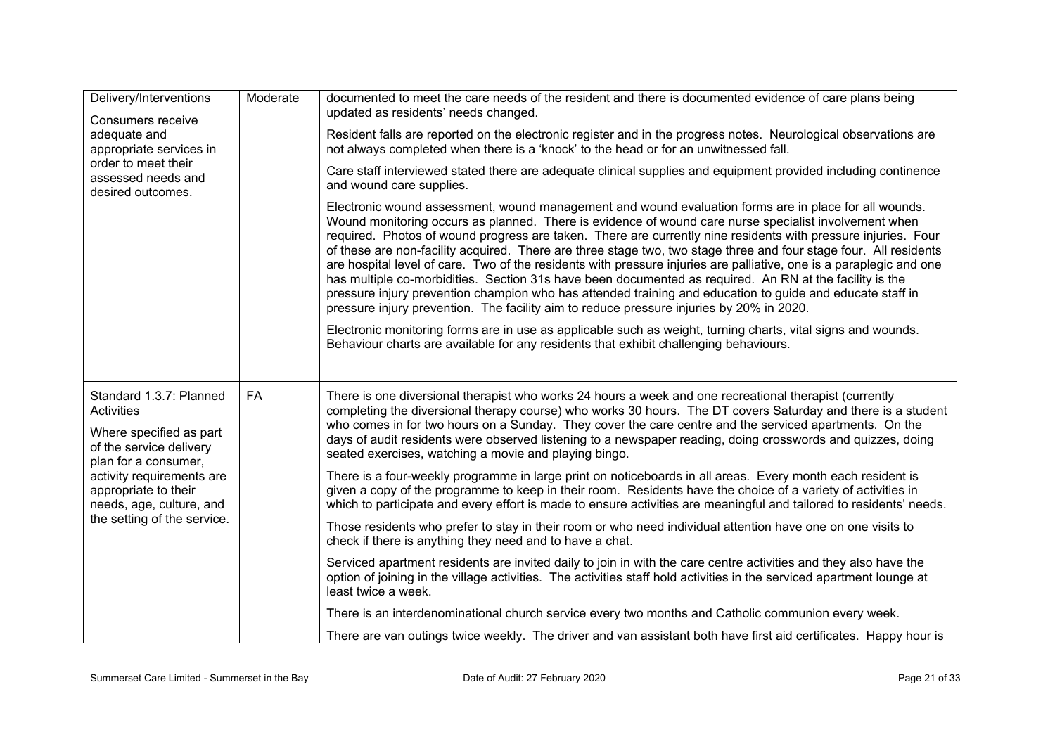| | | |
|---|---|---|
| Delivery/Interventions<br><br>Consumers receive adequate and appropriate services in order to meet their assessed needs and desired outcomes. | Moderate | documented to meet the care needs of the resident and there is documented evidence of care plans being updated as residents' needs changed.<br><br>Resident falls are reported on the electronic register and in the progress notes. Neurological observations are not always completed when there is a 'knock' to the head or for an unwitnessed fall.<br><br>Care staff interviewed stated there are adequate clinical supplies and equipment provided including continence and wound care supplies.<br><br>Electronic wound assessment, wound management and wound evaluation forms are in place for all wounds. Wound monitoring occurs as planned. There is evidence of wound care nurse specialist involvement when required. Photos of wound progress are taken. There are currently nine residents with pressure injuries. Four of these are non-facility acquired. There are three stage two, two stage three and four stage four. All residents are hospital level of care. Two of the residents with pressure injuries are palliative, one is a paraplegic and one has multiple co-morbidities. Section 31s have been documented as required. An RN at the facility is the pressure injury prevention champion who has attended training and education to guide and educate staff in pressure injury prevention. The facility aim to reduce pressure injuries by 20% in 2020.<br><br>Electronic monitoring forms are in use as applicable such as weight, turning charts, vital signs and wounds. Behaviour charts are available for any residents that exhibit challenging behaviours. |
| Standard 1.3.7: Planned Activities<br><br>Where specified as part of the service delivery plan for a consumer, activity requirements are appropriate to their needs, age, culture, and the setting of the service. | FA | There is one diversional therapist who works 24 hours a week and one recreational therapist (currently completing the diversional therapy course) who works 30 hours. The DT covers Saturday and there is a student who comes in for two hours on a Sunday. They cover the care centre and the serviced apartments. On the days of audit residents were observed listening to a newspaper reading, doing crosswords and quizzes, doing seated exercises, watching a movie and playing bingo.<br><br>There is a four-weekly programme in large print on noticeboards in all areas. Every month each resident is given a copy of the programme to keep in their room. Residents have the choice of a variety of activities in which to participate and every effort is made to ensure activities are meaningful and tailored to residents' needs.<br><br>Those residents who prefer to stay in their room or who need individual attention have one on one visits to check if there is anything they need and to have a chat.<br><br>Serviced apartment residents are invited daily to join in with the care centre activities and they also have the option of joining in the village activities. The activities staff hold activities in the serviced apartment lounge at least twice a week.<br><br>There is an interdenominational church service every two months and Catholic communion every week.<br><br>There are van outings twice weekly. The driver and van assistant both have first aid certificates. Happy hour is |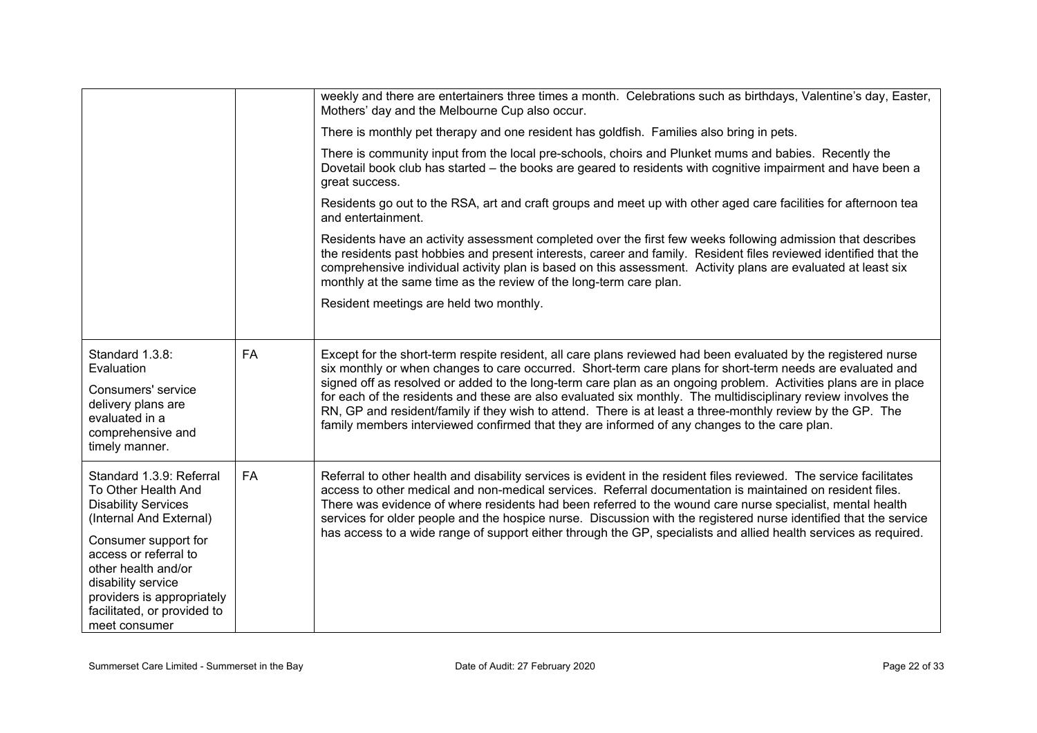| | | |
|---|---|---|
| | | weekly and there are entertainers three times a month. Celebrations such as birthdays, Valentine's day, Easter, Mothers' day and the Melbourne Cup also occur.<br><br>There is monthly pet therapy and one resident has goldfish. Families also bring in pets.<br><br>There is community input from the local pre-schools, choirs and Plunket mums and babies. Recently the Dovetail book club has started – the books are geared to residents with cognitive impairment and have been a great success.<br><br>Residents go out to the RSA, art and craft groups and meet up with other aged care facilities for afternoon tea and entertainment.<br><br>Residents have an activity assessment completed over the first few weeks following admission that describes the residents past hobbies and present interests, career and family. Resident files reviewed identified that the comprehensive individual activity plan is based on this assessment. Activity plans are evaluated at least six monthly at the same time as the review of the long-term care plan.<br><br>Resident meetings are held two monthly. |
| Standard 1.3.8: Evaluation<br><br>Consumers' service delivery plans are evaluated in a comprehensive and timely manner. | FA | Except for the short-term respite resident, all care plans reviewed had been evaluated by the registered nurse six monthly or when changes to care occurred. Short-term care plans for short-term needs are evaluated and signed off as resolved or added to the long-term care plan as an ongoing problem. Activities plans are in place for each of the residents and these are also evaluated six monthly. The multidisciplinary review involves the RN, GP and resident/family if they wish to attend. There is at least a three-monthly review by the GP. The family members interviewed confirmed that they are informed of any changes to the care plan. |
| Standard 1.3.9: Referral To Other Health And Disability Services (Internal And External)<br><br>Consumer support for access or referral to other health and/or disability service providers is appropriately facilitated, or provided to meet consumer | FA | Referral to other health and disability services is evident in the resident files reviewed. The service facilitates access to other medical and non-medical services. Referral documentation is maintained on resident files. There was evidence of where residents had been referred to the wound care nurse specialist, mental health services for older people and the hospice nurse. Discussion with the registered nurse identified that the service has access to a wide range of support either through the GP, specialists and allied health services as required. |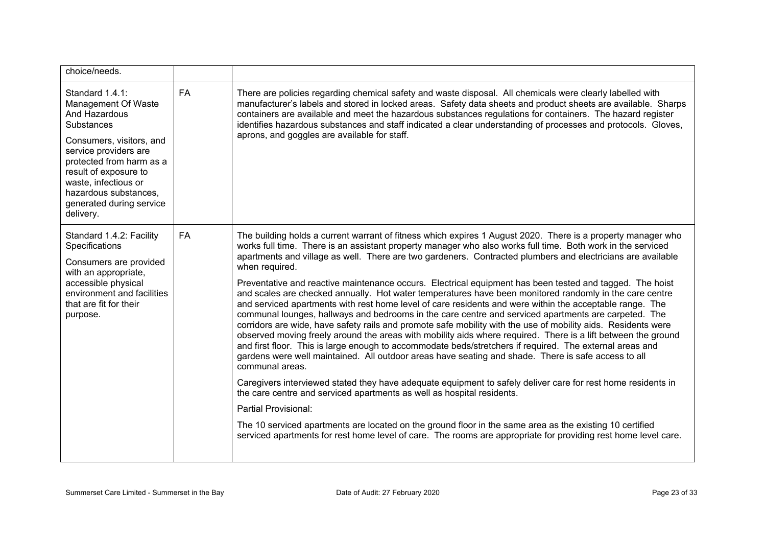| | | |
|---|---|---|
| choice/needs. | | |
| Standard 1.4.1: Management Of Waste And Hazardous Substances<br><br>Consumers, visitors, and service providers are protected from harm as a result of exposure to waste, infectious or hazardous substances, generated during service delivery. | FA | There are policies regarding chemical safety and waste disposal. All chemicals were clearly labelled with manufacturer's labels and stored in locked areas. Safety data sheets and product sheets are available. Sharps containers are available and meet the hazardous substances regulations for containers. The hazard register identifies hazardous substances and staff indicated a clear understanding of processes and protocols. Gloves, aprons, and goggles are available for staff. |
| Standard 1.4.2: Facility Specifications<br><br>Consumers are provided with an appropriate, accessible physical environment and facilities that are fit for their purpose. | FA | The building holds a current warrant of fitness which expires 1 August 2020. There is a property manager who works full time. There is an assistant property manager who also works full time. Both work in the serviced apartments and village as well. There are two gardeners. Contracted plumbers and electricians are available when required.<br><br>Preventative and reactive maintenance occurs. Electrical equipment has been tested and tagged. The hoist and scales are checked annually. Hot water temperatures have been monitored randomly in the care centre and serviced apartments with rest home level of care residents and were within the acceptable range. The communal lounges, hallways and bedrooms in the care centre and serviced apartments are carpeted. The corridors are wide, have safety rails and promote safe mobility with the use of mobility aids. Residents were observed moving freely around the areas with mobility aids where required. There is a lift between the ground and first floor. This is large enough to accommodate beds/stretchers if required. The external areas and gardens were well maintained. All outdoor areas have seating and shade. There is safe access to all communal areas.<br><br>Caregivers interviewed stated they have adequate equipment to safely deliver care for rest home residents in the care centre and serviced apartments as well as hospital residents.<br><br>Partial Provisional:<br><br>The 10 serviced apartments are located on the ground floor in the same area as the existing 10 certified serviced apartments for rest home level of care. The rooms are appropriate for providing rest home level care. |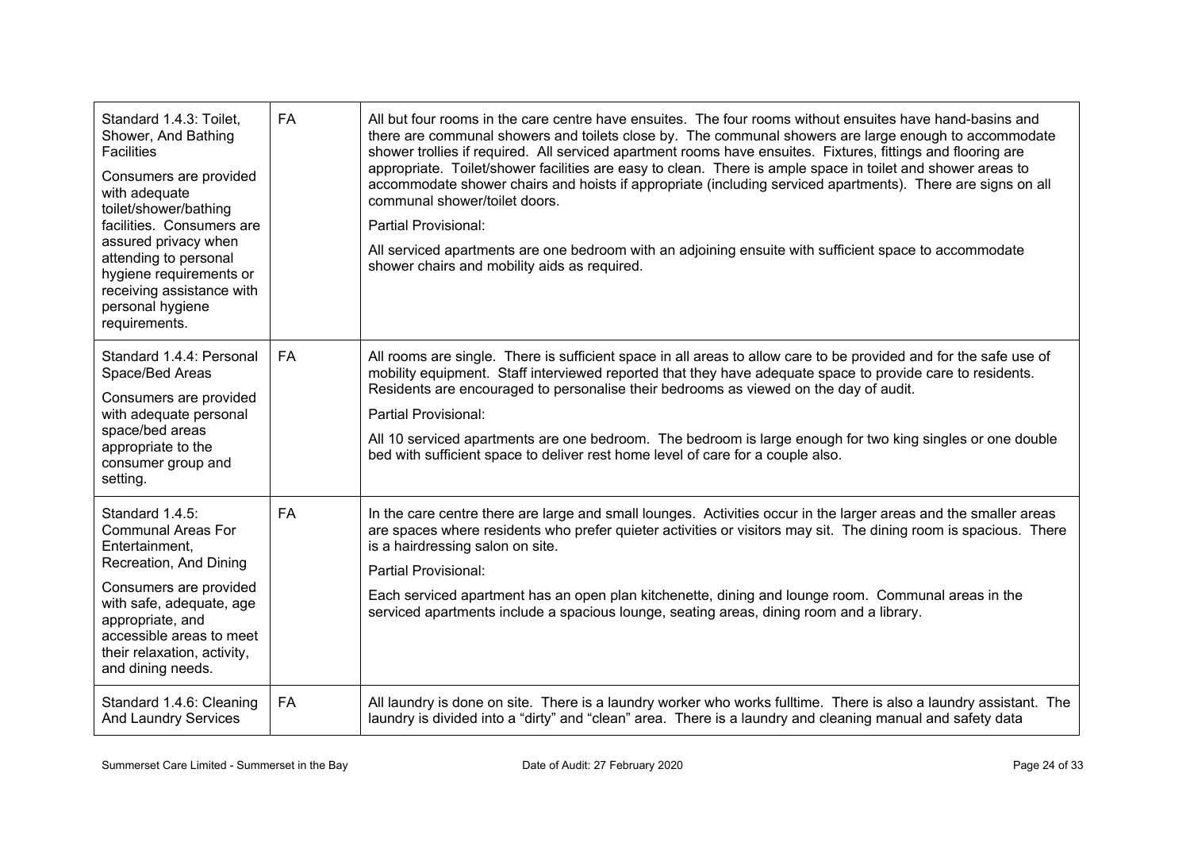| | | |
|---|---|---|
| Standard 1.4.3: Toilet, Shower, And Bathing Facilities<br><br>Consumers are provided with adequate toilet/shower/bathing facilities. Consumers are assured privacy when attending to personal hygiene requirements or receiving assistance with personal hygiene requirements. | FA | All but four rooms in the care centre have ensuites. The four rooms without ensuites have hand-basins and there are communal showers and toilets close by. The communal showers are large enough to accommodate shower trollies if required. All serviced apartment rooms have ensuites. Fixtures, fittings and flooring are appropriate. Toilet/shower facilities are easy to clean. There is ample space in toilet and shower areas to accommodate shower chairs and hoists if appropriate (including serviced apartments). There are signs on all communal shower/toilet doors.<br><br>Partial Provisional:<br><br>All serviced apartments are one bedroom with an adjoining ensuite with sufficient space to accommodate shower chairs and mobility aids as required. |
| Standard 1.4.4: Personal Space/Bed Areas<br><br>Consumers are provided with adequate personal space/bed areas appropriate to the consumer group and setting. | FA | All rooms are single. There is sufficient space in all areas to allow care to be provided and for the safe use of mobility equipment. Staff interviewed reported that they have adequate space to provide care to residents. Residents are encouraged to personalise their bedrooms as viewed on the day of audit.<br><br>Partial Provisional:<br><br>All 10 serviced apartments are one bedroom. The bedroom is large enough for two king singles or one double bed with sufficient space to deliver rest home level of care for a couple also. |
| Standard 1.4.5: Communal Areas For Entertainment, Recreation, And Dining<br><br>Consumers are provided with safe, adequate, age appropriate, and accessible areas to meet their relaxation, activity, and dining needs. | FA | In the care centre there are large and small lounges. Activities occur in the larger areas and the smaller areas are spaces where residents who prefer quieter activities or visitors may sit. The dining room is spacious. There is a hairdressing salon on site.<br><br>Partial Provisional:<br><br>Each serviced apartment has an open plan kitchenette, dining and lounge room. Communal areas in the serviced apartments include a spacious lounge, seating areas, dining room and a library. |
| Standard 1.4.6: Cleaning And Laundry Services | FA | All laundry is done on site. There is a laundry worker who works fulltime. There is also a laundry assistant. The laundry is divided into a "dirty" and "clean" area. There is a laundry and cleaning manual and safety data |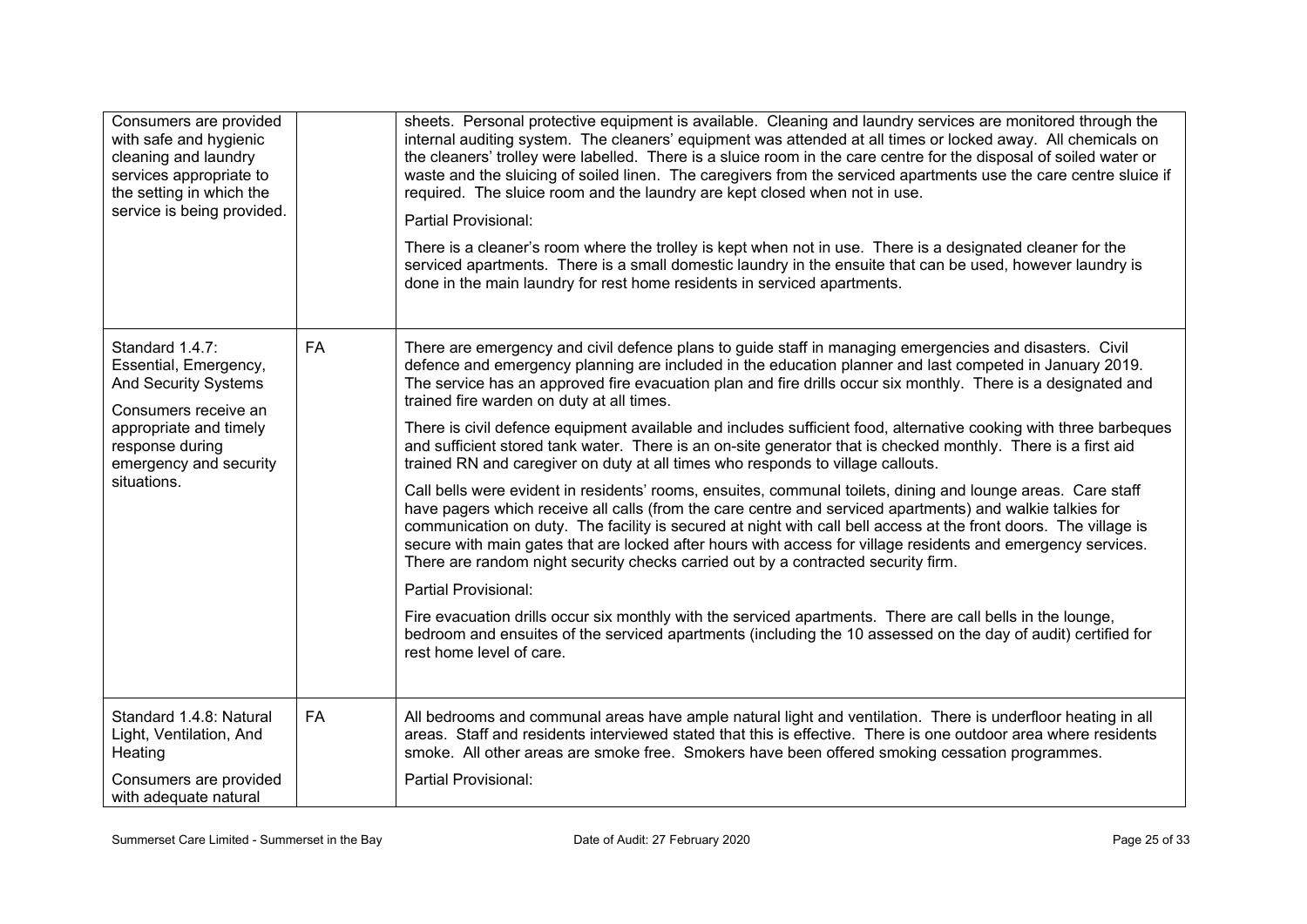| | | |
|---|---|---|
| Consumers are provided with safe and hygienic cleaning and laundry services appropriate to the setting in which the service is being provided. | | sheets. Personal protective equipment is available. Cleaning and laundry services are monitored through the internal auditing system. The cleaners' equipment was attended at all times or locked away. All chemicals on the cleaners' trolley were labelled. There is a sluice room in the care centre for the disposal of soiled water or waste and the sluicing of soiled linen. The caregivers from the serviced apartments use the care centre sluice if required. The sluice room and the laundry are kept closed when not in use.<br><br>Partial Provisional:<br><br>There is a cleaner's room where the trolley is kept when not in use. There is a designated cleaner for the serviced apartments. There is a small domestic laundry in the ensuite that can be used, however laundry is done in the main laundry for rest home residents in serviced apartments. |
| Standard 1.4.7: Essential, Emergency, And Security Systems<br><br>Consumers receive an appropriate and timely response during emergency and security situations. | FA | There are emergency and civil defence plans to guide staff in managing emergencies and disasters. Civil defence and emergency planning are included in the education planner and last competed in January 2019. The service has an approved fire evacuation plan and fire drills occur six monthly. There is a designated and trained fire warden on duty at all times.<br><br>There is civil defence equipment available and includes sufficient food, alternative cooking with three barbeques and sufficient stored tank water. There is an on-site generator that is checked monthly. There is a first aid trained RN and caregiver on duty at all times who responds to village callouts.<br><br>Call bells were evident in residents' rooms, ensuites, communal toilets, dining and lounge areas. Care staff have pagers which receive all calls (from the care centre and serviced apartments) and walkie talkies for communication on duty. The facility is secured at night with call bell access at the front doors. The village is secure with main gates that are locked after hours with access for village residents and emergency services. There are random night security checks carried out by a contracted security firm.<br><br>Partial Provisional:<br><br>Fire evacuation drills occur six monthly with the serviced apartments. There are call bells in the lounge, bedroom and ensuites of the serviced apartments (including the 10 assessed on the day of audit) certified for rest home level of care. |
| Standard 1.4.8: Natural Light, Ventilation, And Heating<br><br>Consumers are provided with adequate natural | FA | All bedrooms and communal areas have ample natural light and ventilation. There is underfloor heating in all areas. Staff and residents interviewed stated that this is effective. There is one outdoor area where residents smoke. All other areas are smoke free. Smokers have been offered smoking cessation programmes.<br><br>Partial Provisional: |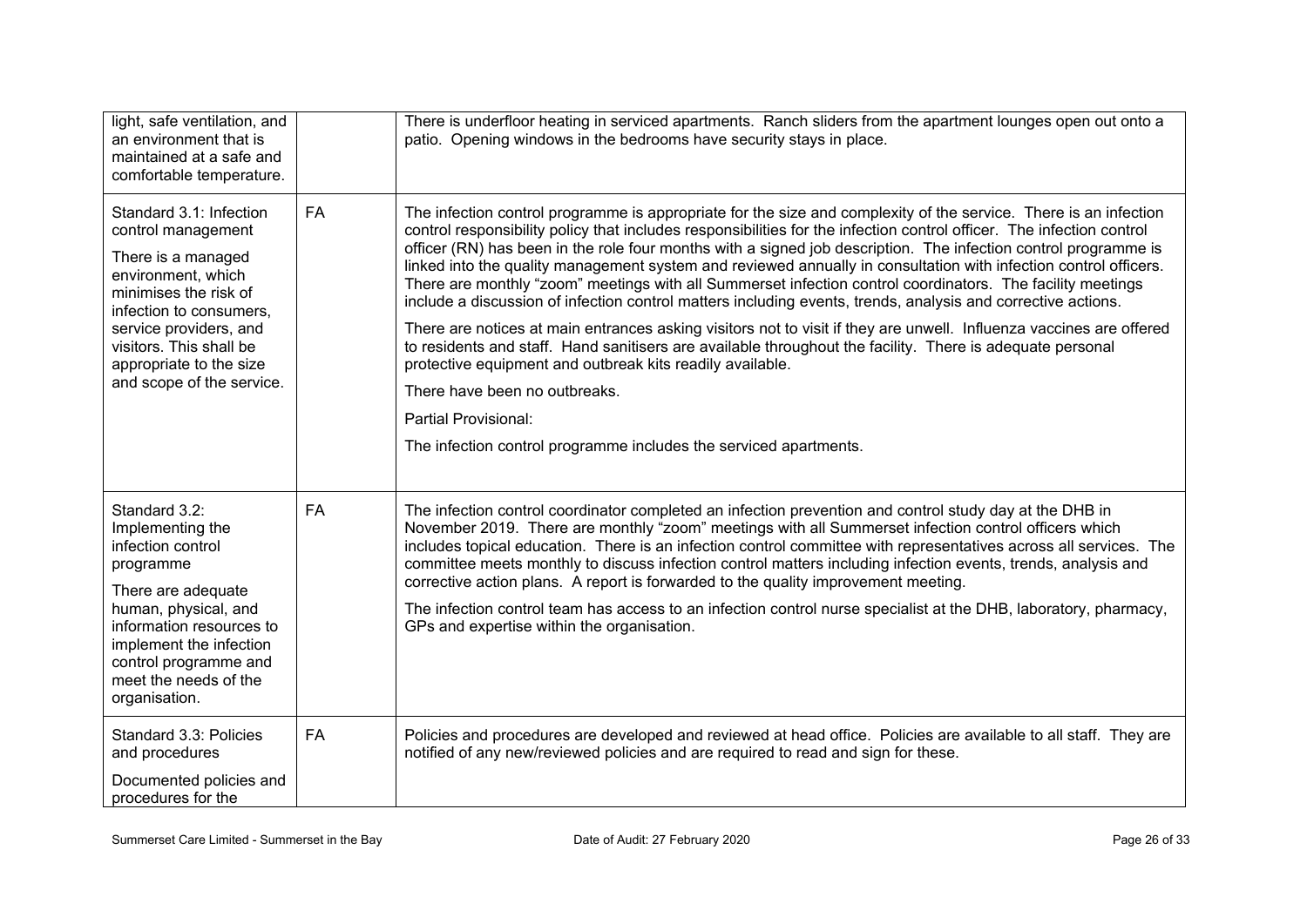| | | |
|---|---|---|
| light, safe ventilation, and an environment that is maintained at a safe and comfortable temperature. | | There is underfloor heating in serviced apartments. Ranch sliders from the apartment lounges open out onto a patio. Opening windows in the bedrooms have security stays in place. |
| Standard 3.1: Infection control management<br><br>There is a managed environment, which minimises the risk of infection to consumers, service providers, and visitors. This shall be appropriate to the size and scope of the service. | FA | The infection control programme is appropriate for the size and complexity of the service. There is an infection control responsibility policy that includes responsibilities for the infection control officer. The infection control officer (RN) has been in the role four months with a signed job description. The infection control programme is linked into the quality management system and reviewed annually in consultation with infection control officers. There are monthly "zoom" meetings with all Summerset infection control coordinators. The facility meetings include a discussion of infection control matters including events, trends, analysis and corrective actions.<br><br>There are notices at main entrances asking visitors not to visit if they are unwell. Influenza vaccines are offered to residents and staff. Hand sanitisers are available throughout the facility. There is adequate personal protective equipment and outbreak kits readily available.<br><br>There have been no outbreaks.<br><br>Partial Provisional:<br><br>The infection control programme includes the serviced apartments. |
| Standard 3.2: Implementing the infection control programme<br><br>There are adequate human, physical, and information resources to implement the infection control programme and meet the needs of the organisation. | FA | The infection control coordinator completed an infection prevention and control study day at the DHB in November 2019. There are monthly "zoom" meetings with all Summerset infection control officers which includes topical education. There is an infection control committee with representatives across all services. The committee meets monthly to discuss infection control matters including infection events, trends, analysis and corrective action plans. A report is forwarded to the quality improvement meeting.<br><br>The infection control team has access to an infection control nurse specialist at the DHB, laboratory, pharmacy, GPs and expertise within the organisation. |
| Standard 3.3: Policies and procedures<br><br>Documented policies and procedures for the | FA | Policies and procedures are developed and reviewed at head office. Policies are available to all staff. They are notified of any new/reviewed policies and are required to read and sign for these. |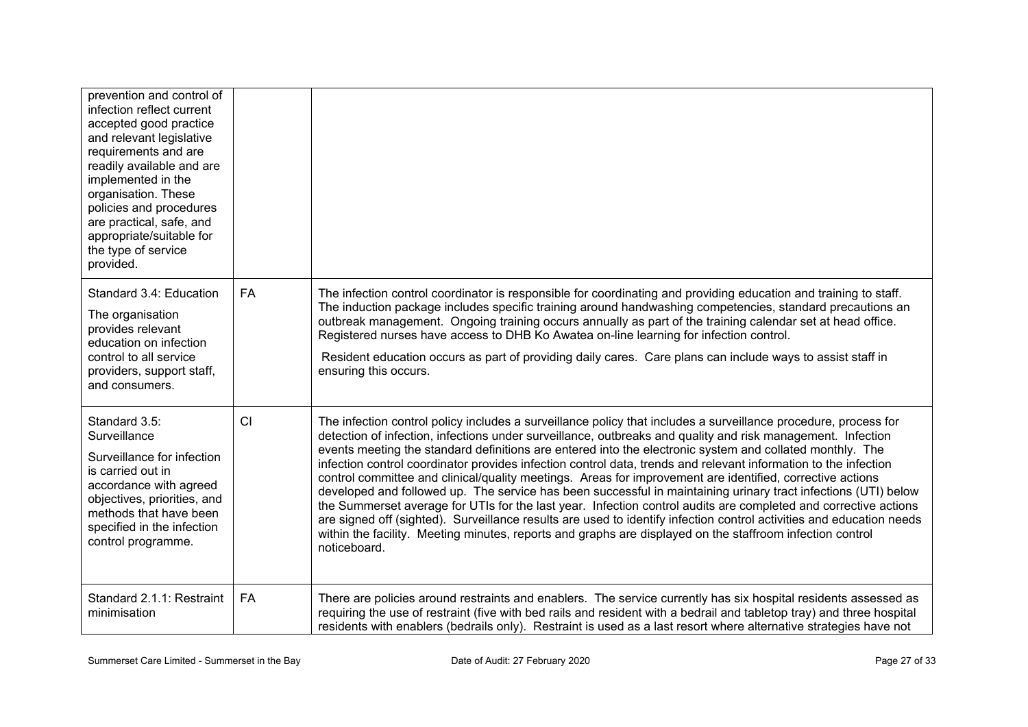| | | |
|---|---|---|
| prevention and control of infection reflect current accepted good practice and relevant legislative requirements and are readily available and are implemented in the organisation. These policies and procedures are practical, safe, and appropriate/suitable for the type of service provided. | | |
| Standard 3.4: Education<br><br>The organisation provides relevant education on infection control to all service providers, support staff, and consumers. | FA | The infection control coordinator is responsible for coordinating and providing education and training to staff. The induction package includes specific training around handwashing competencies, standard precautions an outbreak management. Ongoing training occurs annually as part of the training calendar set at head office. Registered nurses have access to DHB Ko Awatea on-line learning for infection control.<br><br>Resident education occurs as part of providing daily cares. Care plans can include ways to assist staff in ensuring this occurs. |
| Standard 3.5: Surveillance<br><br>Surveillance for infection is carried out in accordance with agreed objectives, priorities, and methods that have been specified in the infection control programme. | CI | The infection control policy includes a surveillance policy that includes a surveillance procedure, process for detection of infection, infections under surveillance, outbreaks and quality and risk management. Infection events meeting the standard definitions are entered into the electronic system and collated monthly. The infection control coordinator provides infection control data, trends and relevant information to the infection control committee and clinical/quality meetings. Areas for improvement are identified, corrective actions developed and followed up. The service has been successful in maintaining urinary tract infections (UTI) below the Summerset average for UTIs for the last year. Infection control audits are completed and corrective actions are signed off (sighted). Surveillance results are used to identify infection control activities and education needs within the facility. Meeting minutes, reports and graphs are displayed on the staffroom infection control noticeboard. |
| Standard 2.1.1: Restraint minimisation | FA | There are policies around restraints and enablers. The service currently has six hospital residents assessed as requiring the use of restraint (five with bed rails and resident with a bedrail and tabletop tray) and three hospital residents with enablers (bedrails only). Restraint is used as a last resort where alternative strategies have not |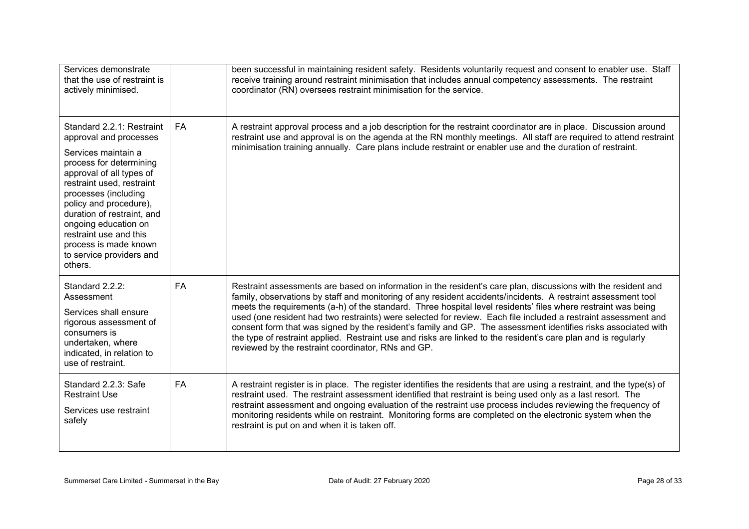| | | |
|---|---|---|
| Services demonstrate that the use of restraint is actively minimised. | | been successful in maintaining resident safety. Residents voluntarily request and consent to enabler use. Staff receive training around restraint minimisation that includes annual competency assessments. The restraint coordinator (RN) oversees restraint minimisation for the service. |
| Standard 2.2.1: Restraint approval and processes<br><br>Services maintain a process for determining approval of all types of restraint used, restraint processes (including policy and procedure), duration of restraint, and ongoing education on restraint use and this process is made known to service providers and others. | FA | A restraint approval process and a job description for the restraint coordinator are in place. Discussion around restraint use and approval is on the agenda at the RN monthly meetings. All staff are required to attend restraint minimisation training annually. Care plans include restraint or enabler use and the duration of restraint. |
| Standard 2.2.2: Assessment<br><br>Services shall ensure rigorous assessment of consumers is undertaken, where indicated, in relation to use of restraint. | FA | Restraint assessments are based on information in the resident's care plan, discussions with the resident and family, observations by staff and monitoring of any resident accidents/incidents. A restraint assessment tool meets the requirements (a-h) of the standard. Three hospital level residents' files where restraint was being used (one resident had two restraints) were selected for review. Each file included a restraint assessment and consent form that was signed by the resident's family and GP. The assessment identifies risks associated with the type of restraint applied. Restraint use and risks are linked to the resident's care plan and is regularly reviewed by the restraint coordinator, RNs and GP. |
| Standard 2.2.3: Safe Restraint Use<br><br>Services use restraint safely | FA | A restraint register is in place. The register identifies the residents that are using a restraint, and the type(s) of restraint used. The restraint assessment identified that restraint is being used only as a last resort. The restraint assessment and ongoing evaluation of the restraint use process includes reviewing the frequency of monitoring residents while on restraint. Monitoring forms are completed on the electronic system when the restraint is put on and when it is taken off. |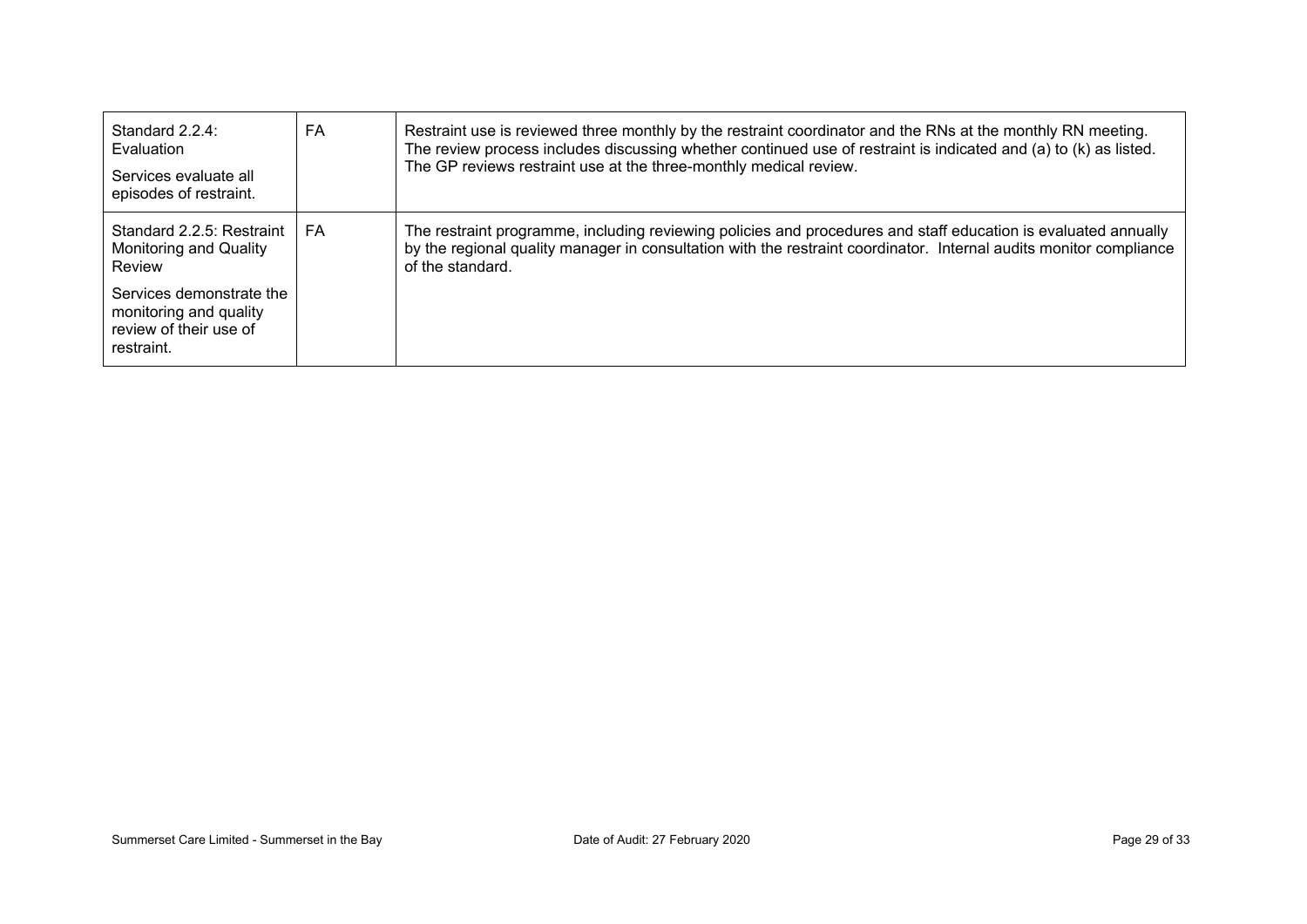| Standard 2.2.4: Evaluation<br><br>Services evaluate all episodes of restraint. | FA | Restraint use is reviewed three monthly by the restraint coordinator and the RNs at the monthly RN meeting. The review process includes discussing whether continued use of restraint is indicated and (a) to (k) as listed. The GP reviews restraint use at the three-monthly medical review. |
|---|---|---|
| Standard 2.2.5: Restraint Monitoring and Quality Review<br><br>Services demonstrate the monitoring and quality review of their use of restraint. | FA | The restraint programme, including reviewing policies and procedures and staff education is evaluated annually by the regional quality manager in consultation with the restraint coordinator. Internal audits monitor compliance of the standard. |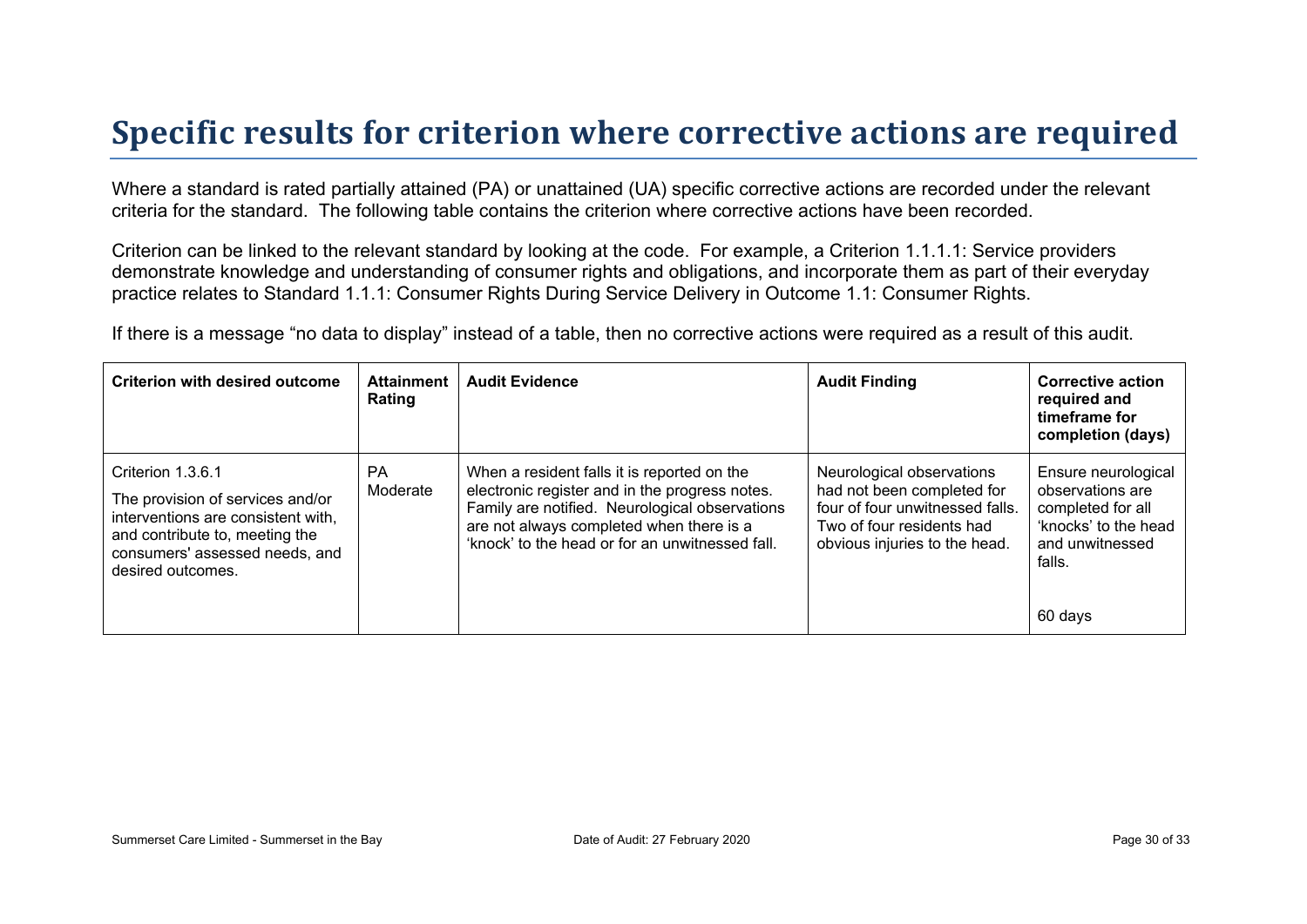# Specific results for criterion where corrective actions are required

Where a standard is rated partially attained (PA) or unattained (UA) specific corrective actions are recorded under the relevant criteria for the standard. The following table contains the criterion where corrective actions have been recorded.

Criterion can be linked to the relevant standard by looking at the code. For example, a Criterion 1.1.1.1: Service providers demonstrate knowledge and understanding of consumer rights and obligations, and incorporate them as part of their everyday practice relates to Standard 1.1.1: Consumer Rights During Service Delivery in Outcome 1.1: Consumer Rights.

If there is a message "no data to display" instead of a table, then no corrective actions were required as a result of this audit.

| Criterion with desired outcome | Attainment Rating | Audit Evidence | Audit Finding | Corrective action required and timeframe for completion (days) |
|---|---|---|---|---|
| Criterion 1.3.6.1<br>The provision of services and/or interventions are consistent with, and contribute to, meeting the consumers' assessed needs, and desired outcomes. | PA Moderate | When a resident falls it is reported on the electronic register and in the progress notes. Family are notified. Neurological observations are not always completed when there is a 'knock' to the head or for an unwitnessed fall. | Neurological observations had not been completed for four of four unwitnessed falls. Two of four residents had obvious injuries to the head. | Ensure neurological observations are completed for all 'knocks' to the head and unwitnessed falls.<br><br>60 days |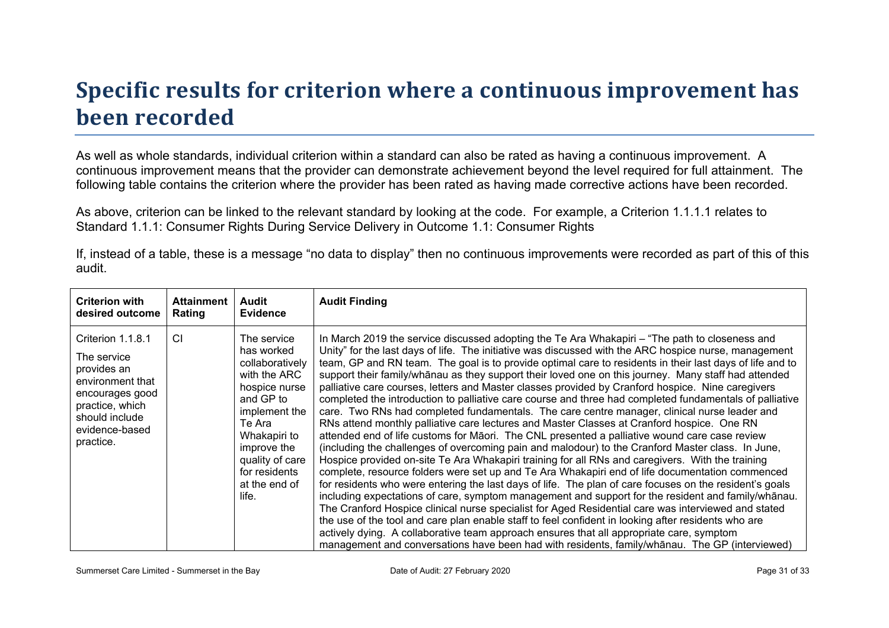# Specific results for criterion where a continuous improvement has been recorded

As well as whole standards, individual criterion within a standard can also be rated as having a continuous improvement. A continuous improvement means that the provider can demonstrate achievement beyond the level required for full attainment. The following table contains the criterion where the provider has been rated as having made corrective actions have been recorded.

As above, criterion can be linked to the relevant standard by looking at the code. For example, a Criterion 1.1.1.1 relates to Standard 1.1.1: Consumer Rights During Service Delivery in Outcome 1.1: Consumer Rights

If, instead of a table, these is a message "no data to display" then no continuous improvements were recorded as part of this of this audit.

| Criterion with desired outcome | Attainment Rating | Audit Evidence | Audit Finding |
|---|---|---|---|
| Criterion 1.1.8.1 The service provides an environment that encourages good practice, which should include evidence-based practice. | CI | The service has worked collaboratively with the ARC hospice nurse and GP to implement the Te Ara Whakapiri to improve the quality of care for residents at the end of life. | In March 2019 the service discussed adopting the Te Ara Whakapiri – "The path to closeness and Unity" for the last days of life. The initiative was discussed with the ARC hospice nurse, management team, GP and RN team. The goal is to provide optimal care to residents in their last days of life and to support their family/whānau as they support their loved one on this journey. Many staff had attended palliative care courses, letters and Master classes provided by Cranford hospice. Nine caregivers completed the introduction to palliative care course and three had completed fundamentals of palliative care. Two RNs had completed fundamentals. The care centre manager, clinical nurse leader and RNs attend monthly palliative care lectures and Master Classes at Cranford hospice. One RN attended end of life customs for Māori. The CNL presented a palliative wound care case review (including the challenges of overcoming pain and malodour) to the Cranford Master class. In June, Hospice provided on-site Te Ara Whakapiri training for all RNs and caregivers. With the training complete, resource folders were set up and Te Ara Whakapiri end of life documentation commenced for residents who were entering the last days of life. The plan of care focuses on the resident's goals including expectations of care, symptom management and support for the resident and family/whānau. The Cranford Hospice clinical nurse specialist for Aged Residential care was interviewed and stated the use of the tool and care plan enable staff to feel confident in looking after residents who are actively dying. A collaborative team approach ensures that all appropriate care, symptom management and conversations have been had with residents, family/whānau. The GP (interviewed) |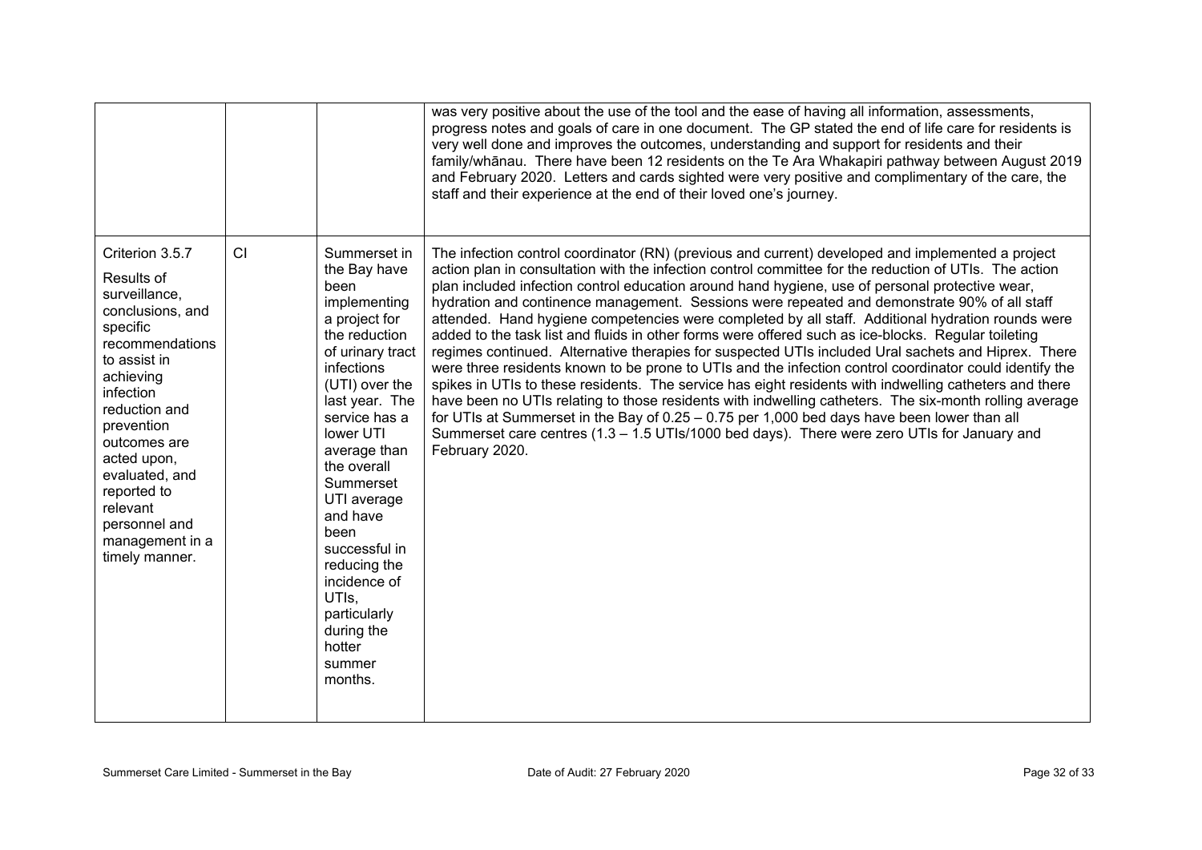| | | | |
|---|---|---|---|
| | | | was very positive about the use of the tool and the ease of having all information, assessments, progress notes and goals of care in one document. The GP stated the end of life care for residents is very well done and improves the outcomes, understanding and support for residents and their family/whānau. There have been 12 residents on the Te Ara Whakapiri pathway between August 2019 and February 2020. Letters and cards sighted were very positive and complimentary of the care, the staff and their experience at the end of their loved one's journey. |
| Criterion 3.5.7<br><br>Results of surveillance, conclusions, and specific recommendations to assist in achieving infection reduction and prevention outcomes are acted upon, evaluated, and reported to relevant personnel and management in a timely manner. | CI | Summerset in the Bay have been implementing a project for the reduction of urinary tract infections (UTI) over the last year. The service has a lower UTI average than the overall Summerset UTI average and have been successful in reducing the incidence of UTIs, particularly during the hotter summer months. | The infection control coordinator (RN) (previous and current) developed and implemented a project action plan in consultation with the infection control committee for the reduction of UTIs. The action plan included infection control education around hand hygiene, use of personal protective wear, hydration and continence management. Sessions were repeated and demonstrate 90% of all staff attended. Hand hygiene competencies were completed by all staff. Additional hydration rounds were added to the task list and fluids in other forms were offered such as ice-blocks. Regular toileting regimes continued. Alternative therapies for suspected UTIs included Ural sachets and Hiprex. There were three residents known to be prone to UTIs and the infection control coordinator could identify the spikes in UTIs to these residents. The service has eight residents with indwelling catheters and there have been no UTIs relating to those residents with indwelling catheters. The six-month rolling average for UTIs at Summerset in the Bay of 0.25 – 0.75 per 1,000 bed days have been lower than all Summerset care centres (1.3 – 1.5 UTIs/1000 bed days). There were zero UTIs for January and February 2020. |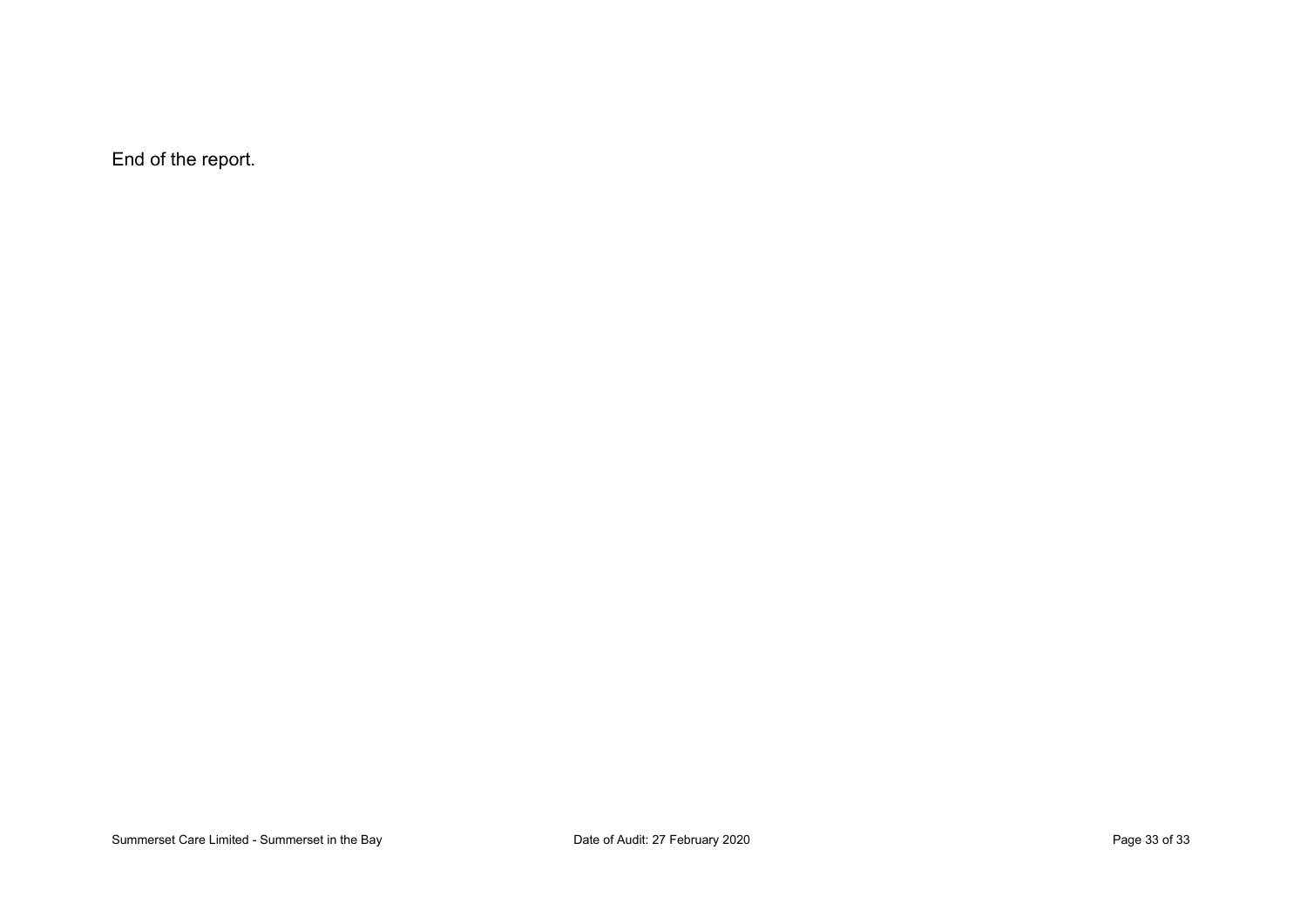End of the report.